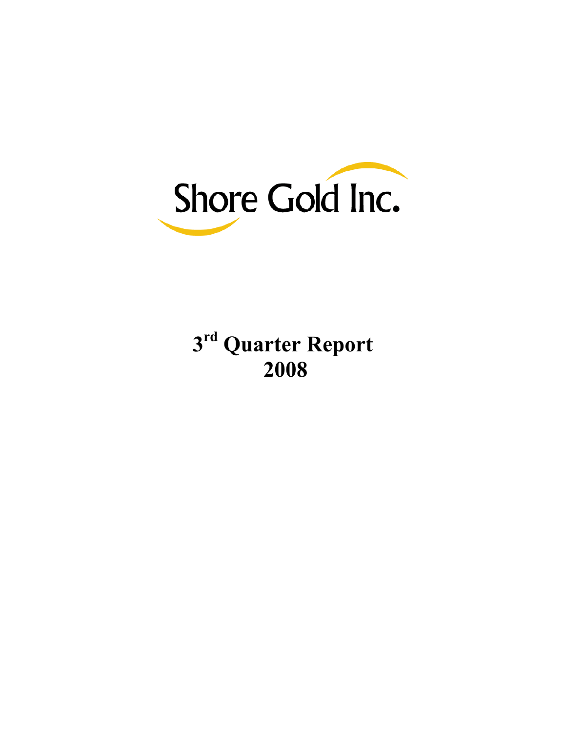# Shore Gold Inc.

# 3rd Quarter Report 2008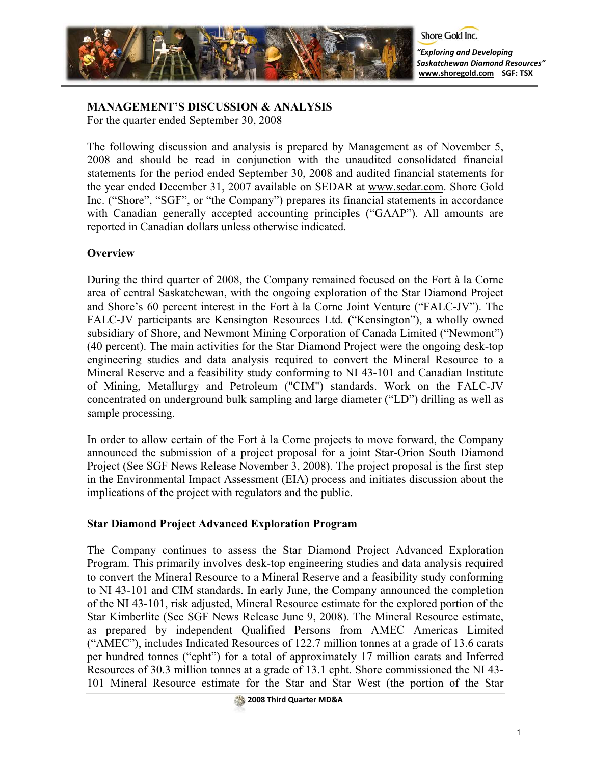## MANAGEMENT'S DISCUSSION & ANALYSIS

For the quarter ended September 30, 2008

The following discussion and analysis is prepared by Management as of November 5, 2008 and should be read in conjunction with the unaudited consolidated financial statements for the period ended September 30, 2008 and audited financial statements for the year ended December 31, 2007 available on SEDAR at www.sedar.com. Shore Gold Inc. ("Shore", "SGF", or "the Company") prepares its financial statements in accordance with Canadian generally accepted accounting principles ("GAAP"). All amounts are reported in Canadian dollars unless otherwise indicated.

### Overview

During the third quarter of 2008, the Company remained focused on the Fort à la Corne area of central Saskatchewan, with the ongoing exploration of the Star Diamond Project and Shore's 60 percent interest in the Fort à la Corne Joint Venture ("FALC-JV"). The FALC-JV participants are Kensington Resources Ltd. ("Kensington"), a wholly owned subsidiary of Shore, and Newmont Mining Corporation of Canada Limited ("Newmont") (40 percent). The main activities for the Star Diamond Project were the ongoing desk-top engineering studies and data analysis required to convert the Mineral Resource to a Mineral Reserve and a feasibility study conforming to NI 43-101 and Canadian Institute of Mining, Metallurgy and Petroleum ("CIM") standards. Work on the FALC-JV concentrated on underground bulk sampling and large diameter ("LD") drilling as well as sample processing.

In order to allow certain of the Fort à la Corne projects to move forward, the Company announced the submission of a project proposal for a joint Star-Orion South Diamond Project (See SGF News Release November 3, 2008). The project proposal is the first step in the Environmental Impact Assessment (EIA) process and initiates discussion about the implications of the project with regulators and the public.

### Star Diamond Project Advanced Exploration Program

The Company continues to assess the Star Diamond Project Advanced Exploration Program. This primarily involves desk-top engineering studies and data analysis required to convert the Mineral Resource to a Mineral Reserve and a feasibility study conforming to NI 43-101 and CIM standards. In early June, the Company announced the completion of the NI 43-101, risk adjusted, Mineral Resource estimate for the explored portion of the Star Kimberlite (See SGF News Release June 9, 2008). The Mineral Resource estimate, as prepared by independent Qualified Persons from AMEC Americas Limited ("AMEC"), includes Indicated Resources of 122.7 million tonnes at a grade of 13.6 carats per hundred tonnes ("cpht") for a total of approximately 17 million carats and Inferred Resources of 30.3 million tonnes at a grade of 13.1 cpht. Shore commissioned the NI 43-101 Mineral Resource estimate for the Star and Star West (the portion of the Star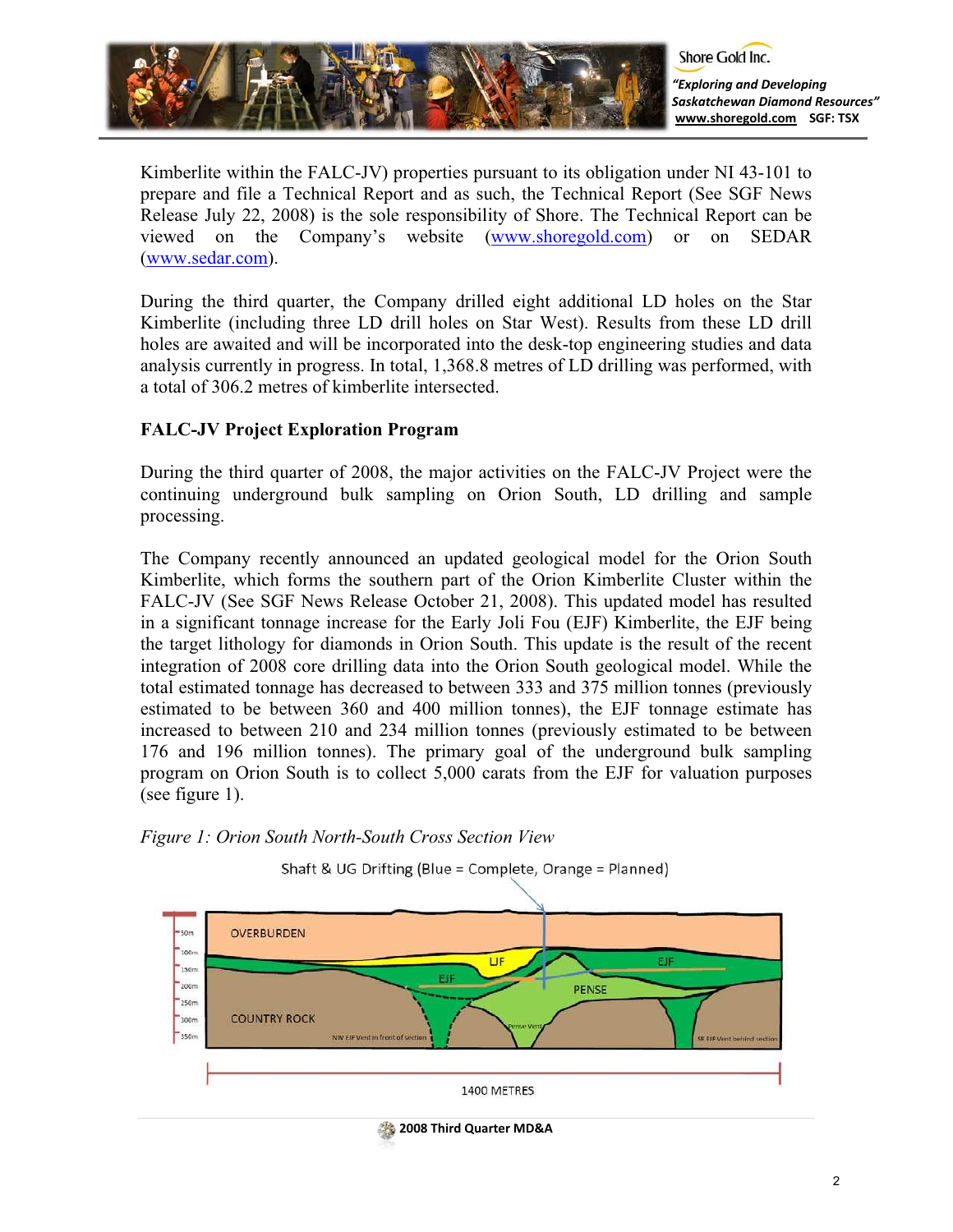Kimberlite within the FALC-JV) properties pursuant to its obligation under NI 43-101 to prepare and file a Technical Report and as such, the Technical Report (See SGF News Release July 22, 2008) is the sole responsibility of Shore. The Technical Report can be viewed on the Company's website (www.shoregold.com) or on SEDAR (www.sedar.com).

During the third quarter, the Company drilled eight additional LD holes on the Star Kimberlite (including three LD drill holes on Star West). Results from these LD drill holes are awaited and will be incorporated into the desk-top engineering studies and data analysis currently in progress. In total, 1,368.8 metres of LD drilling was performed, with a total of 306.2 metres of kimberlite intersected.

**FALC-JV Project Exploration Program**

During the third quarter of 2008, the major activities on the FALC-JV Project were the continuing underground bulk sampling on Orion South, LD drilling and sample processing.

The Company recently announced an updated geological model for the Orion South Kimberlite, which forms the southern part of the Orion Kimberlite Cluster within the FALC-JV (See SGF News Release October 21, 2008). This updated model has resulted in a significant tonnage increase for the Early Joli Fou (EJF) Kimberlite, the EJF being the target lithology for diamonds in Orion South. This update is the result of the recent integration of 2008 core drilling data into the Orion South geological model. While the total estimated tonnage has decreased to between 333 and 375 million tonnes (previously estimated to be between 360 and 400 million tonnes), the EJF tonnage estimate has increased to between 210 and 234 million tonnes (previously estimated to be between 176 and 196 million tonnes). The primary goal of the underground bulk sampling program on Orion South is to collect 5,000 carats from the EJF for valuation purposes (see figure 1).

*Figure 1: Orion South North-South Cross Section View*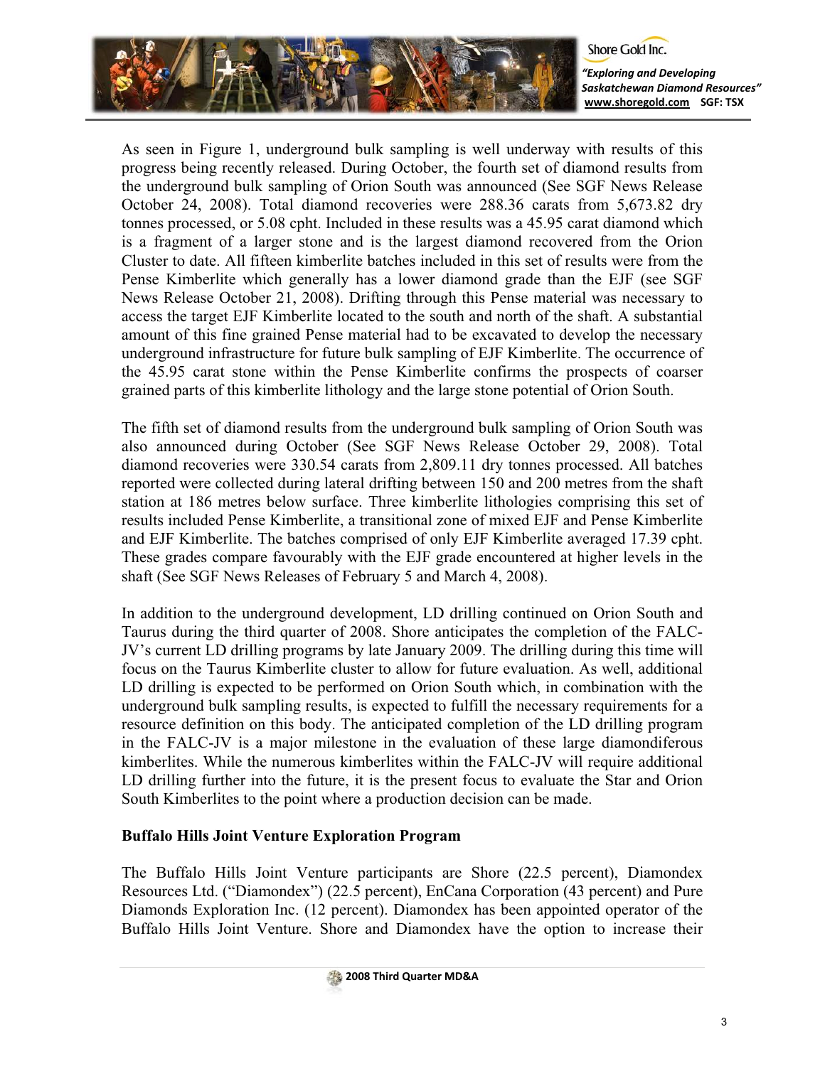As seen in Figure 1, underground bulk sampling is well underway with results of this progress being recently released. During October, the fourth set of diamond results from the underground bulk sampling of Orion South was announced (See SGF News Release October 24, 2008). Total diamond recoveries were 288.36 carats from 5,673.82 dry tonnes processed, or 5.08 cpht. Included in these results was a 45.95 carat diamond which is a fragment of a larger stone and is the largest diamond recovered from the Orion Cluster to date. All fifteen kimberlite batches included in this set of results were from the Pense Kimberlite which generally has a lower diamond grade than the EJF (see SGF News Release October 21, 2008). Drifting through this Pense material was necessary to access the target EJF Kimberlite located to the south and north of the shaft. A substantial amount of this fine grained Pense material had to be excavated to develop the necessary underground infrastructure for future bulk sampling of EJF Kimberlite. The occurrence of the 45.95 carat stone within the Pense Kimberlite confirms the prospects of coarser grained parts of this kimberlite lithology and the large stone potential of Orion South.

The fifth set of diamond results from the underground bulk sampling of Orion South was also announced during October (See SGF News Release October 29, 2008). Total diamond recoveries were 330.54 carats from 2,809.11 dry tonnes processed. All batches reported were collected during lateral drifting between 150 and 200 metres from the shaft station at 186 metres below surface. Three kimberlite lithologies comprising this set of results included Pense Kimberlite, a transitional zone of mixed EJF and Pense Kimberlite and EJF Kimberlite. The batches comprised of only EJF Kimberlite averaged 17.39 cpht. These grades compare favourably with the EJF grade encountered at higher levels in the shaft (See SGF News Releases of February 5 and March 4, 2008).

In addition to the underground development, LD drilling continued on Orion South and Taurus during the third quarter of 2008. Shore anticipates the completion of the FALC-JV's current LD drilling programs by late January 2009. The drilling during this time will focus on the Taurus Kimberlite cluster to allow for future evaluation. As well, additional LD drilling is expected to be performed on Orion South which, in combination with the underground bulk sampling results, is expected to fulfill the necessary requirements for a resource definition on this body. The anticipated completion of the LD drilling program in the FALC-JV is a major milestone in the evaluation of these large diamondiferous kimberlites. While the numerous kimberlites within the FALC-JV will require additional LD drilling further into the future, it is the present focus to evaluate the Star and Orion South Kimberlites to the point where a production decision can be made.

**Buffalo Hills Joint Venture Exploration Program**

The Buffalo Hills Joint Venture participants are Shore (22.5 percent), Diamondex Resources Ltd. ("Diamondex") (22.5 percent), EnCana Corporation (43 percent) and Pure Diamonds Exploration Inc. (12 percent). Diamondex has been appointed operator of the Buffalo Hills Joint Venture. Shore and Diamondex have the option to increase their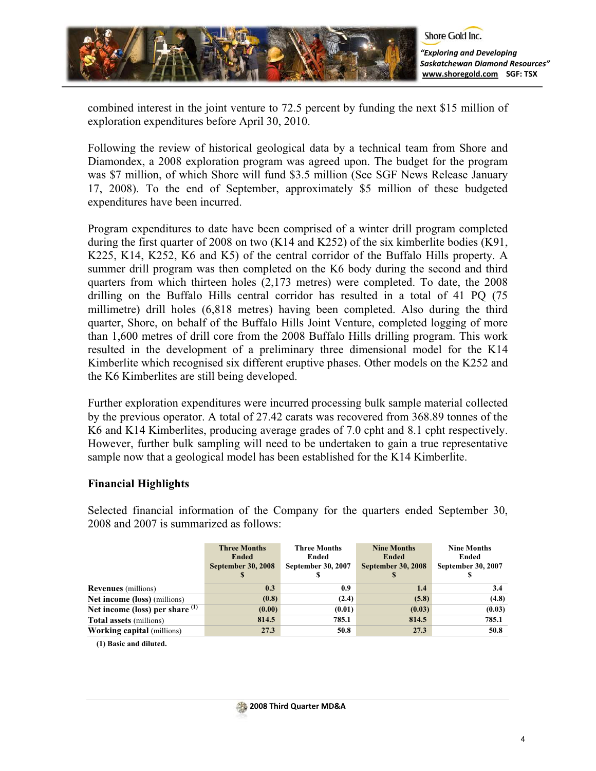combined interest in the joint venture to 72.5 percent by funding the next $15 million of exploration expenditures before April 30, 2010.

Following the review of historical geological data by a technical team from Shore and Diamondex, a 2008 exploration program was agreed upon. The budget for the program was $7 million, of which Shore will fund $3.5 million (See SGF News Release January 17, 2008). To the end of September, approximately $5 million of these budgeted expenditures have been incurred.

Program expenditures to date have been comprised of a winter drill program completed during the first quarter of 2008 on two (K14 and K252) of the six kimberlite bodies (K91, K225, K14, K252, K6 and K5) of the central corridor of the Buffalo Hills property. A summer drill program was then completed on the K6 body during the second and third quarters from which thirteen holes (2,173 metres) were completed. To date, the 2008 drilling on the Buffalo Hills central corridor has resulted in a total of 41 PQ (75 millimetre) drill holes (6,818 metres) having been completed. Also during the third quarter, Shore, on behalf of the Buffalo Hills Joint Venture, completed logging of more than 1,600 metres of drill core from the 2008 Buffalo Hills drilling program. This work resulted in the development of a preliminary three dimensional model for the K14 Kimberlite which recognised six different eruptive phases. Other models on the K252 and the K6 Kimberlites are still being developed.

Further exploration expenditures were incurred processing bulk sample material collected by the previous operator. A total of 27.42 carats was recovered from 368.89 tonnes of the K6 and K14 Kimberlites, producing average grades of 7.0 cpht and 8.1 cpht respectively. However, further bulk sampling will need to be undertaken to gain a true representative sample now that a geological model has been established for the K14 Kimberlite.

## Financial Highlights

Selected financial information of the Company for the quarters ended September 30, 2008 and 2007 is summarized as follows:

| | Three Months Ended September 30, 2008 $ | Three Months Ended September 30, 2007 $ | Nine Months Ended September 30, 2008 $ | Nine Months Ended September 30, 2007 $ |
|---|---|---|---|---|
| **Revenues** (millions) | 0.3 | 0.9 | 1.4 | 3.4 |
| **Net income (loss)** (millions) | (0.8) | (2.4) | (5.8) | (4.8) |
| **Net income (loss) per share** [(1)] | (0.00) | (0.01) | (0.03) | (0.03) |
| **Total assets** (millions) | 814.5 | 785.1 | 814.5 | 785.1 |
| **Working capital** (millions) | 27.3 | 50.8 | 27.3 | 50.8 |

**(1) Basic and diluted.**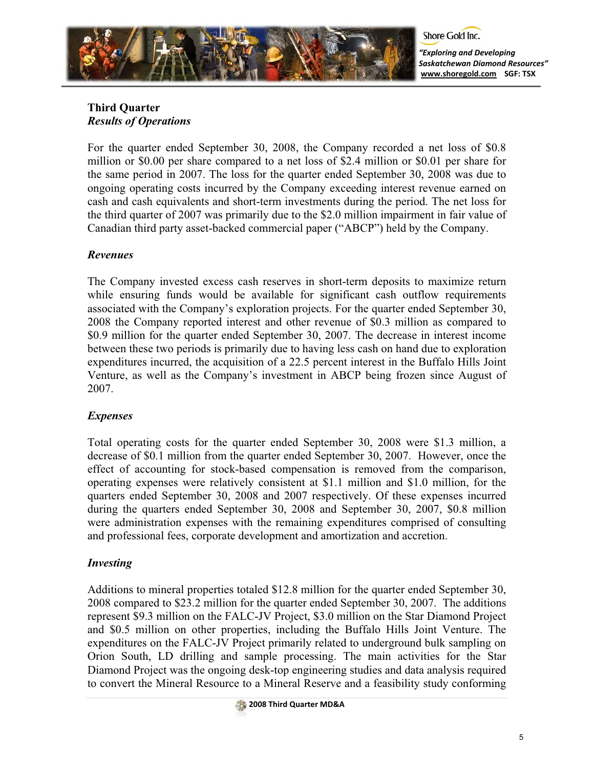## Third Quarter
### *Results of Operations*

For the quarter ended September 30, 2008, the Company recorded a net loss of $0.8 million or $0.00 per share compared to a net loss of $2.4 million or $0.01 per share for the same period in 2007. The loss for the quarter ended September 30, 2008 was due to ongoing operating costs incurred by the Company exceeding interest revenue earned on cash and cash equivalents and short-term investments during the period. The net loss for the third quarter of 2007 was primarily due to the $2.0 million impairment in fair value of Canadian third party asset-backed commercial paper ("ABCP") held by the Company.

### *Revenues*

The Company invested excess cash reserves in short-term deposits to maximize return while ensuring funds would be available for significant cash outflow requirements associated with the Company's exploration projects. For the quarter ended September 30, 2008 the Company reported interest and other revenue of $0.3 million as compared to $0.9 million for the quarter ended September 30, 2007. The decrease in interest income between these two periods is primarily due to having less cash on hand due to exploration expenditures incurred, the acquisition of a 22.5 percent interest in the Buffalo Hills Joint Venture, as well as the Company's investment in ABCP being frozen since August of 2007.

### *Expenses*

Total operating costs for the quarter ended September 30, 2008 were $1.3 million, a decrease of $0.1 million from the quarter ended September 30, 2007. However, once the effect of accounting for stock-based compensation is removed from the comparison, operating expenses were relatively consistent at $1.1 million and $1.0 million, for the quarters ended September 30, 2008 and 2007 respectively. Of these expenses incurred during the quarters ended September 30, 2008 and September 30, 2007, $0.8 million were administration expenses with the remaining expenditures comprised of consulting and professional fees, corporate development and amortization and accretion.

### *Investing*

Additions to mineral properties totaled $12.8 million for the quarter ended September 30, 2008 compared to $23.2 million for the quarter ended September 30, 2007. The additions represent $9.3 million on the FALC-JV Project, $3.0 million on the Star Diamond Project and $0.5 million on other properties, including the Buffalo Hills Joint Venture. The expenditures on the FALC-JV Project primarily related to underground bulk sampling on Orion South, LD drilling and sample processing. The main activities for the Star Diamond Project was the ongoing desk-top engineering studies and data analysis required to convert the Mineral Resource to a Mineral Reserve and a feasibility study conforming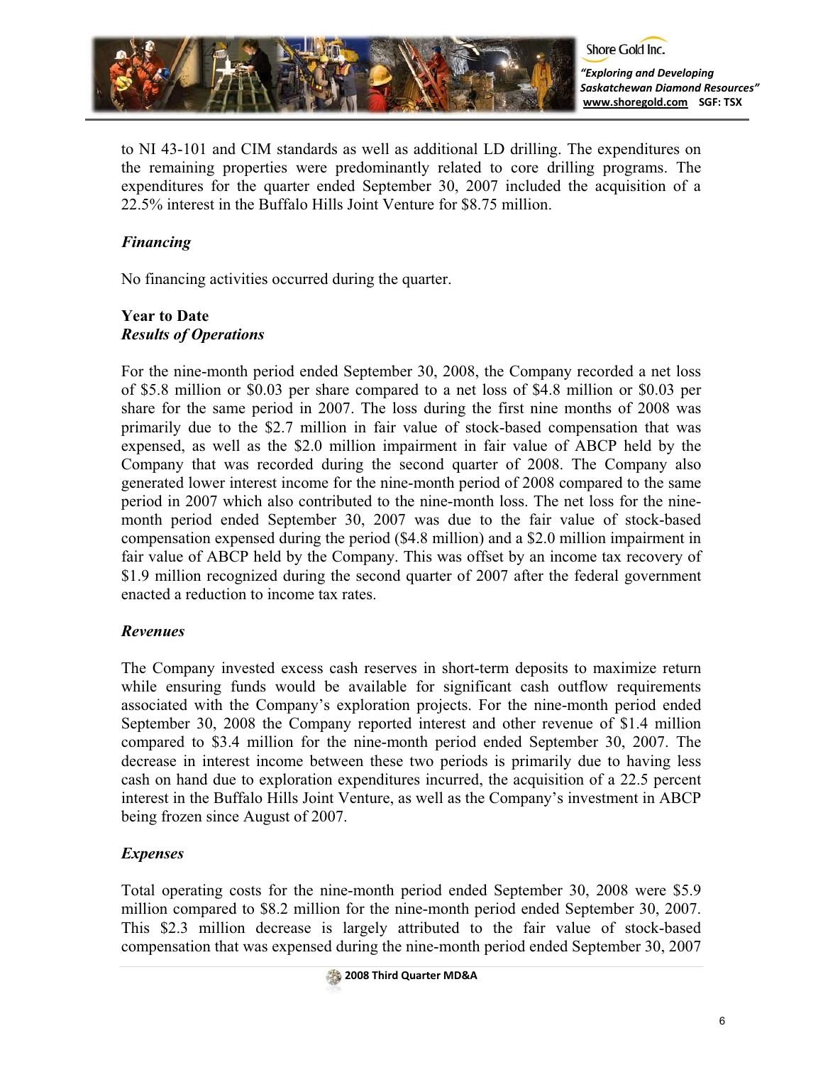to NI 43-101 and CIM standards as well as additional LD drilling. The expenditures on the remaining properties were predominantly related to core drilling programs. The expenditures for the quarter ended September 30, 2007 included the acquisition of a 22.5% interest in the Buffalo Hills Joint Venture for $8.75 million.

*Financing*

No financing activities occurred during the quarter.

**Year to Date**
***Results of Operations***

For the nine-month period ended September 30, 2008, the Company recorded a net loss of $5.8 million or $0.03 per share compared to a net loss of $4.8 million or $0.03 per share for the same period in 2007. The loss during the first nine months of 2008 was primarily due to the $2.7 million in fair value of stock-based compensation that was expensed, as well as the $2.0 million impairment in fair value of ABCP held by the Company that was recorded during the second quarter of 2008. The Company also generated lower interest income for the nine-month period of 2008 compared to the same period in 2007 which also contributed to the nine-month loss. The net loss for the nine-month period ended September 30, 2007 was due to the fair value of stock-based compensation expensed during the period ($4.8 million) and a $2.0 million impairment in fair value of ABCP held by the Company. This was offset by an income tax recovery of $1.9 million recognized during the second quarter of 2007 after the federal government enacted a reduction to income tax rates.

*Revenues*

The Company invested excess cash reserves in short-term deposits to maximize return while ensuring funds would be available for significant cash outflow requirements associated with the Company's exploration projects. For the nine-month period ended September 30, 2008 the Company reported interest and other revenue of $1.4 million compared to $3.4 million for the nine-month period ended September 30, 2007. The decrease in interest income between these two periods is primarily due to having less cash on hand due to exploration expenditures incurred, the acquisition of a 22.5 percent interest in the Buffalo Hills Joint Venture, as well as the Company's investment in ABCP being frozen since August of 2007.

*Expenses*

Total operating costs for the nine-month period ended September 30, 2008 were $5.9 million compared to $8.2 million for the nine-month period ended September 30, 2007. This $2.3 million decrease is largely attributed to the fair value of stock-based compensation that was expensed during the nine-month period ended September 30, 2007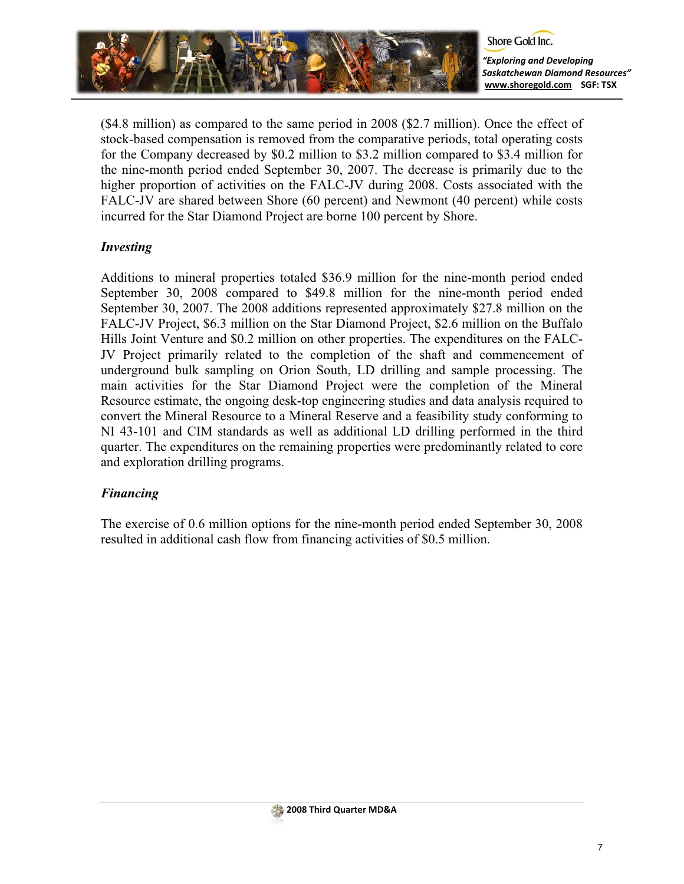($4.8 million) as compared to the same period in 2008 ($2.7 million). Once the effect of stock-based compensation is removed from the comparative periods, total operating costs for the Company decreased by $0.2 million to $3.2 million compared to $3.4 million for the nine-month period ended September 30, 2007. The decrease is primarily due to the higher proportion of activities on the FALC-JV during 2008. Costs associated with the FALC-JV are shared between Shore (60 percent) and Newmont (40 percent) while costs incurred for the Star Diamond Project are borne 100 percent by Shore.

***Investing***

Additions to mineral properties totaled $36.9 million for the nine-month period ended September 30, 2008 compared to $49.8 million for the nine-month period ended September 30, 2007. The 2008 additions represented approximately $27.8 million on the FALC-JV Project, $6.3 million on the Star Diamond Project, $2.6 million on the Buffalo Hills Joint Venture and $0.2 million on other properties. The expenditures on the FALC-JV Project primarily related to the completion of the shaft and commencement of underground bulk sampling on Orion South, LD drilling and sample processing. The main activities for the Star Diamond Project were the completion of the Mineral Resource estimate, the ongoing desk-top engineering studies and data analysis required to convert the Mineral Resource to a Mineral Reserve and a feasibility study conforming to NI 43-101 and CIM standards as well as additional LD drilling performed in the third quarter. The expenditures on the remaining properties were predominantly related to core and exploration drilling programs.

***Financing***

The exercise of 0.6 million options for the nine-month period ended September 30, 2008 resulted in additional cash flow from financing activities of $0.5 million.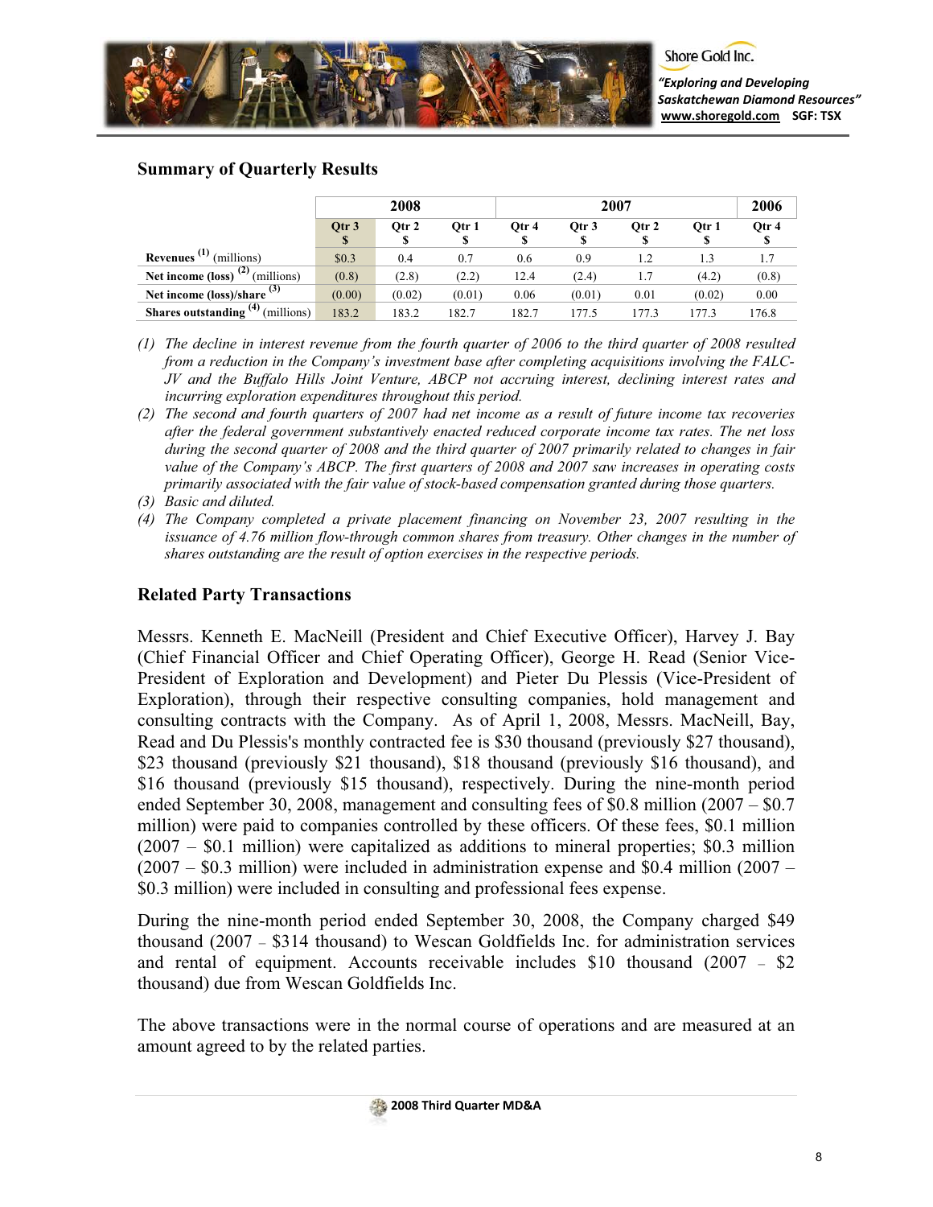## Summary of Quarterly Results

| | 2008 | | | 2007 | | | | 2006 |
|---|---|---|---|---|---|---|---|---|
| | Qtr 3 $ | Qtr 2 $ | Qtr 1 $ | Qtr 4 $ | Qtr 3 $ | Qtr 2 $ | Qtr 1 $ | Qtr 4 $ |
| **Revenues** (1) (millions) | $0.3 | 0.4 | 0.7 | 0.6 | 0.9 | 1.2 | 1.3 | 1.7 |
| **Net income (loss)** (2) (millions) | (0.8) | (2.8) | (2.2) | 12.4 | (2.4) | 1.7 | (4.2) | (0.8) |
| **Net income (loss)/share** (3) | (0.00) | (0.02) | (0.01) | 0.06 | (0.01) | 0.01 | (0.02) | 0.00 |
| **Shares outstanding** (4) (millions) | 183.2 | 183.2 | 182.7 | 182.7 | 177.5 | 177.3 | 177.3 | 176.8 |

*(1) The decline in interest revenue from the fourth quarter of 2006 to the third quarter of 2008 resulted from a reduction in the Company's investment base after completing acquisitions involving the FALC-JV and the Buffalo Hills Joint Venture, ABCP not accruing interest, declining interest rates and incurring exploration expenditures throughout this period.*

*(2) The second and fourth quarters of 2007 had net income as a result of future income tax recoveries after the federal government substantively enacted reduced corporate income tax rates. The net loss during the second quarter of 2008 and the third quarter of 2007 primarily related to changes in fair value of the Company's ABCP. The first quarters of 2008 and 2007 saw increases in operating costs primarily associated with the fair value of stock-based compensation granted during those quarters.*

*(3) Basic and diluted.*

*(4) The Company completed a private placement financing on November 23, 2007 resulting in the issuance of 4.76 million flow-through common shares from treasury. Other changes in the number of shares outstanding are the result of option exercises in the respective periods.*

## Related Party Transactions

Messrs. Kenneth E. MacNeill (President and Chief Executive Officer), Harvey J. Bay (Chief Financial Officer and Chief Operating Officer), George H. Read (Senior Vice-President of Exploration and Development) and Pieter Du Plessis (Vice-President of Exploration), through their respective consulting companies, hold management and consulting contracts with the Company. As of April 1, 2008, Messrs. MacNeill, Bay, Read and Du Plessis's monthly contracted fee is $30 thousand (previously $27 thousand), $23 thousand (previously $21 thousand), $18 thousand (previously $16 thousand), and $16 thousand (previously $15 thousand), respectively. During the nine-month period ended September 30, 2008, management and consulting fees of $0.8 million (2007 – $0.7 million) were paid to companies controlled by these officers. Of these fees, $0.1 million (2007 – $0.1 million) were capitalized as additions to mineral properties; $0.3 million (2007 – $0.3 million) were included in administration expense and $0.4 million (2007 – $0.3 million) were included in consulting and professional fees expense.

During the nine-month period ended September 30, 2008, the Company charged $49 thousand (2007 – $314 thousand) to Wescan Goldfields Inc. for administration services and rental of equipment. Accounts receivable includes $10 thousand (2007 – $2 thousand) due from Wescan Goldfields Inc.

The above transactions were in the normal course of operations and are measured at an amount agreed to by the related parties.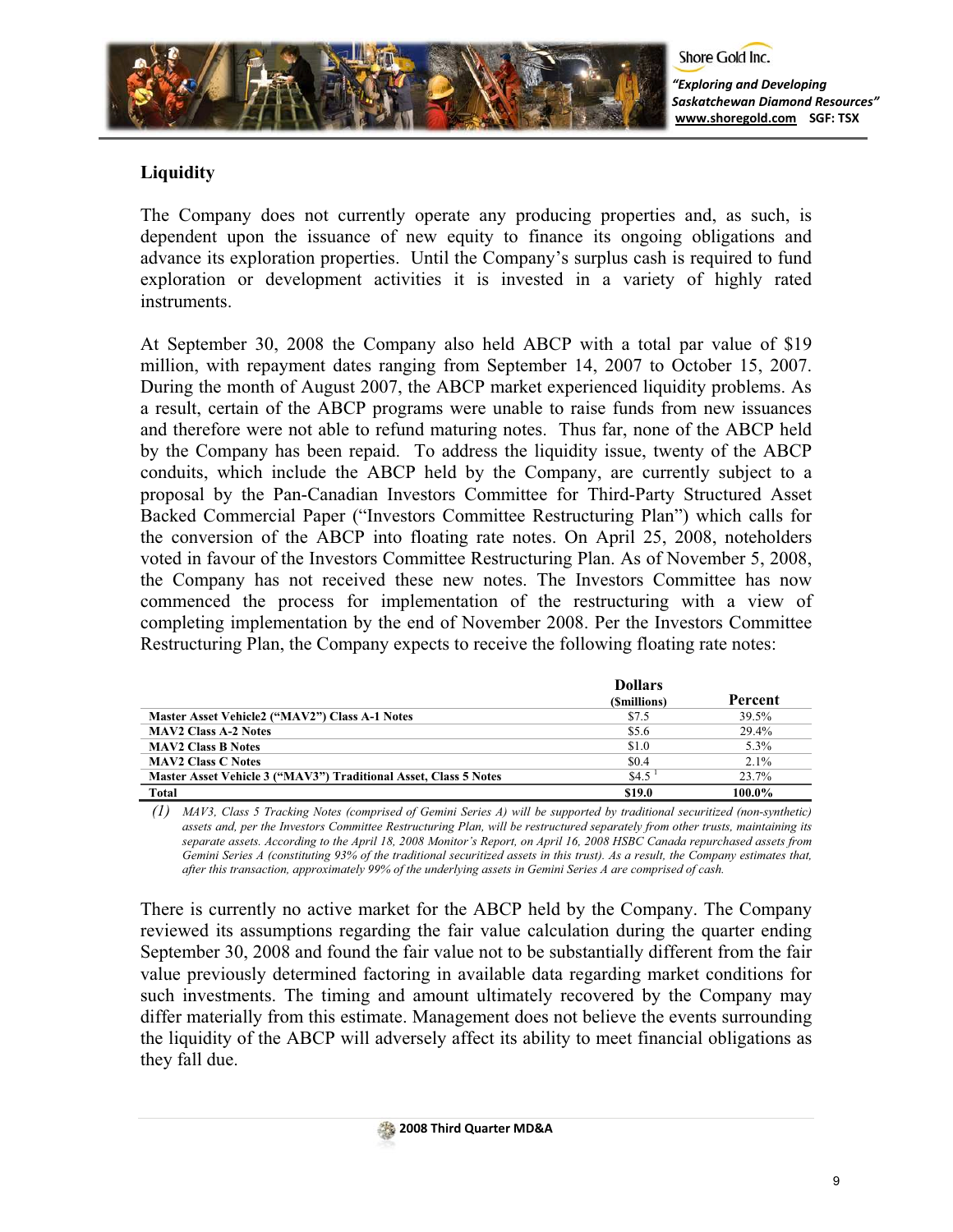## Liquidity

The Company does not currently operate any producing properties and, as such, is dependent upon the issuance of new equity to finance its ongoing obligations and advance its exploration properties. Until the Company's surplus cash is required to fund exploration or development activities it is invested in a variety of highly rated instruments.

At September 30, 2008 the Company also held ABCP with a total par value of $19 million, with repayment dates ranging from September 14, 2007 to October 15, 2007. During the month of August 2007, the ABCP market experienced liquidity problems. As a result, certain of the ABCP programs were unable to raise funds from new issuances and therefore were not able to refund maturing notes. Thus far, none of the ABCP held by the Company has been repaid. To address the liquidity issue, twenty of the ABCP conduits, which include the ABCP held by the Company, are currently subject to a proposal by the Pan-Canadian Investors Committee for Third-Party Structured Asset Backed Commercial Paper ("Investors Committee Restructuring Plan") which calls for the conversion of the ABCP into floating rate notes. On April 25, 2008, noteholders voted in favour of the Investors Committee Restructuring Plan. As of November 5, 2008, the Company has not received these new notes. The Investors Committee has now commenced the process for implementation of the restructuring with a view of completing implementation by the end of November 2008. Per the Investors Committee Restructuring Plan, the Company expects to receive the following floating rate notes:

| | Dollars ($millions) | Percent |
|---|---|---|
| **Master Asset Vehicle2 ("MAV2") Class A-1 Notes** | $7.5 | 39.5% |
| **MAV2 Class A-2 Notes** | $5.6 | 29.4% |
| **MAV2 Class B Notes** | $1.0 | 5.3% |
| **MAV2 Class C Notes** | $0.4 | 2.1% |
| **Master Asset Vehicle 3 ("MAV3") Traditional Asset, Class 5 Notes** | $4.5 [1] | 23.7% |
| **Total** | **$19.0** | **100.0%** |

(1) *MAV3, Class 5 Tracking Notes (comprised of Gemini Series A) will be supported by traditional securitized (non-synthetic) assets and, per the Investors Committee Restructuring Plan, will be restructured separately from other trusts, maintaining its separate assets. According to the April 18, 2008 Monitor's Report, on April 16, 2008 HSBC Canada repurchased assets from Gemini Series A (constituting 93% of the traditional securitized assets in this trust). As a result, the Company estimates that, after this transaction, approximately 99% of the underlying assets in Gemini Series A are comprised of cash.*

There is currently no active market for the ABCP held by the Company. The Company reviewed its assumptions regarding the fair value calculation during the quarter ending September 30, 2008 and found the fair value not to be substantially different from the fair value previously determined factoring in available data regarding market conditions for such investments. The timing and amount ultimately recovered by the Company may differ materially from this estimate. Management does not believe the events surrounding the liquidity of the ABCP will adversely affect its ability to meet financial obligations as they fall due.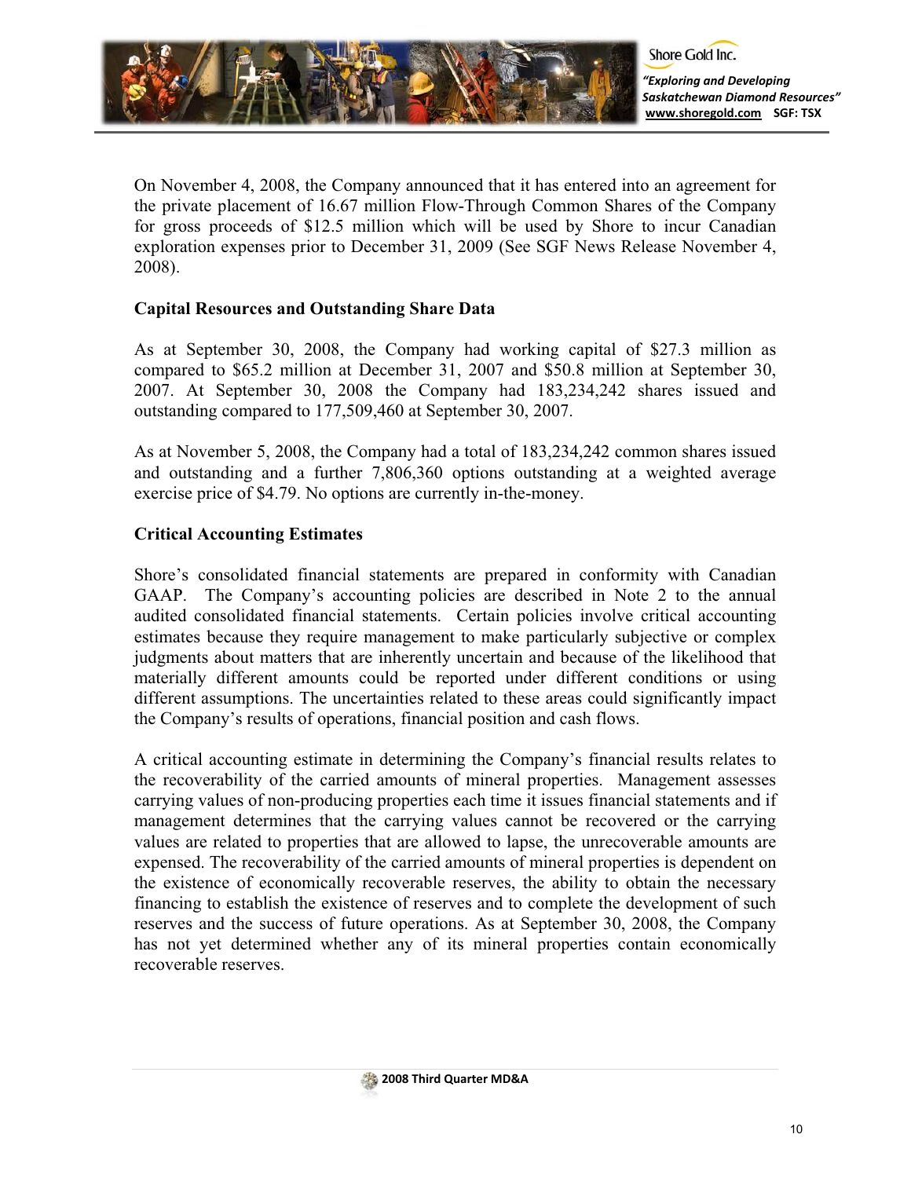On November 4, 2008, the Company announced that it has entered into an agreement for the private placement of 16.67 million Flow-Through Common Shares of the Company for gross proceeds of $12.5 million which will be used by Shore to incur Canadian exploration expenses prior to December 31, 2009 (See SGF News Release November 4, 2008).

**Capital Resources and Outstanding Share Data**

As at September 30, 2008, the Company had working capital of $27.3 million as compared to $65.2 million at December 31, 2007 and $50.8 million at September 30, 2007. At September 30, 2008 the Company had 183,234,242 shares issued and outstanding compared to 177,509,460 at September 30, 2007.

As at November 5, 2008, the Company had a total of 183,234,242 common shares issued and outstanding and a further 7,806,360 options outstanding at a weighted average exercise price of $4.79. No options are currently in-the-money.

**Critical Accounting Estimates**

Shore's consolidated financial statements are prepared in conformity with Canadian GAAP. The Company's accounting policies are described in Note 2 to the annual audited consolidated financial statements. Certain policies involve critical accounting estimates because they require management to make particularly subjective or complex judgments about matters that are inherently uncertain and because of the likelihood that materially different amounts could be reported under different conditions or using different assumptions. The uncertainties related to these areas could significantly impact the Company's results of operations, financial position and cash flows.

A critical accounting estimate in determining the Company's financial results relates to the recoverability of the carried amounts of mineral properties. Management assesses carrying values of non-producing properties each time it issues financial statements and if management determines that the carrying values cannot be recovered or the carrying values are related to properties that are allowed to lapse, the unrecoverable amounts are expensed. The recoverability of the carried amounts of mineral properties is dependent on the existence of economically recoverable reserves, the ability to obtain the necessary financing to establish the existence of reserves and to complete the development of such reserves and the success of future operations. As at September 30, 2008, the Company has not yet determined whether any of its mineral properties contain economically recoverable reserves.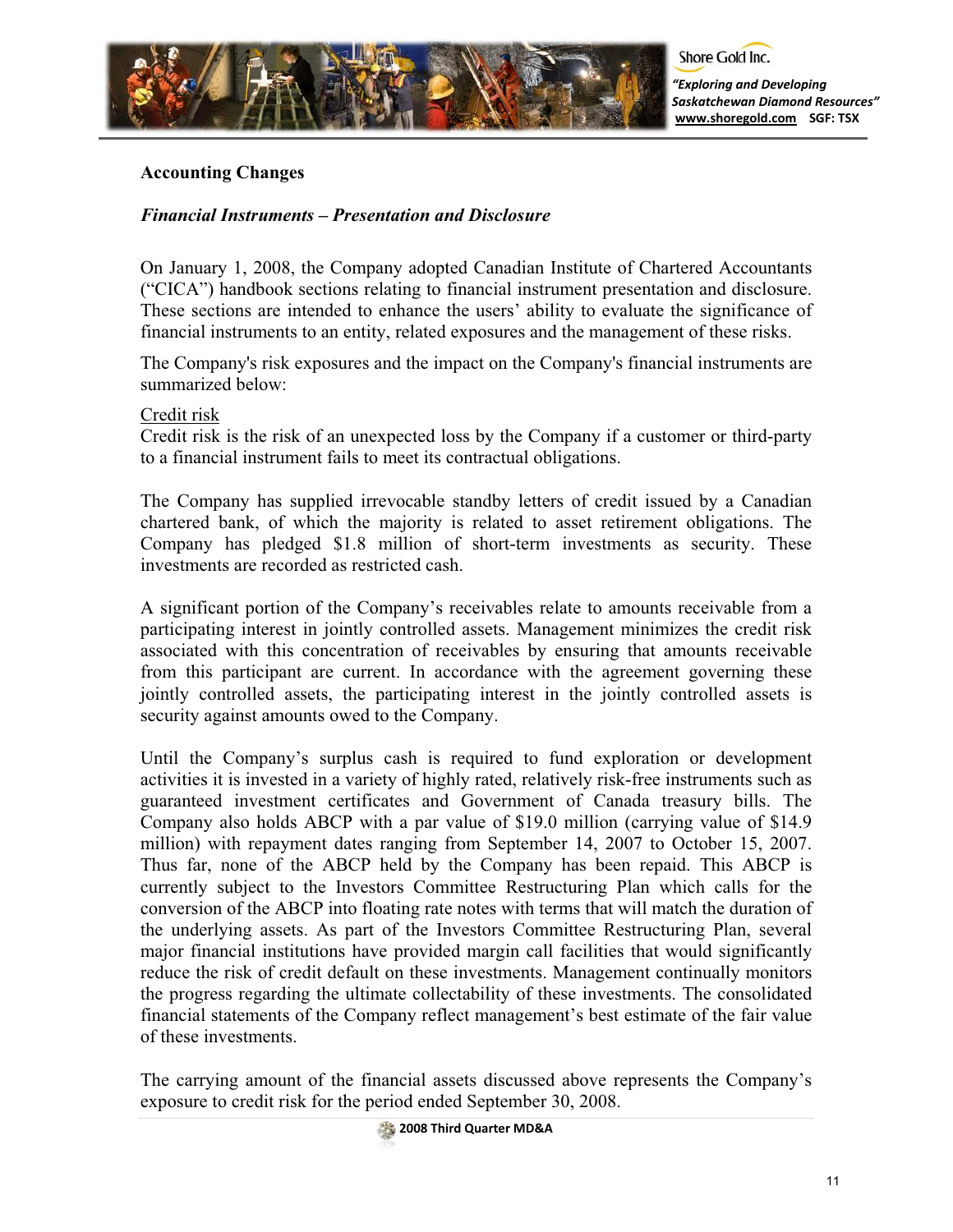## Accounting Changes

### *Financial Instruments – Presentation and Disclosure*

On January 1, 2008, the Company adopted Canadian Institute of Chartered Accountants ("CICA") handbook sections relating to financial instrument presentation and disclosure. These sections are intended to enhance the users' ability to evaluate the significance of financial instruments to an entity, related exposures and the management of these risks.

The Company's risk exposures and the impact on the Company's financial instruments are summarized below:

Credit risk

Credit risk is the risk of an unexpected loss by the Company if a customer or third-party to a financial instrument fails to meet its contractual obligations.

The Company has supplied irrevocable standby letters of credit issued by a Canadian chartered bank, of which the majority is related to asset retirement obligations. The Company has pledged $1.8 million of short-term investments as security. These investments are recorded as restricted cash.

A significant portion of the Company's receivables relate to amounts receivable from a participating interest in jointly controlled assets. Management minimizes the credit risk associated with this concentration of receivables by ensuring that amounts receivable from this participant are current. In accordance with the agreement governing these jointly controlled assets, the participating interest in the jointly controlled assets is security against amounts owed to the Company.

Until the Company's surplus cash is required to fund exploration or development activities it is invested in a variety of highly rated, relatively risk-free instruments such as guaranteed investment certificates and Government of Canada treasury bills. The Company also holds ABCP with a par value of $19.0 million (carrying value of $14.9 million) with repayment dates ranging from September 14, 2007 to October 15, 2007. Thus far, none of the ABCP held by the Company has been repaid. This ABCP is currently subject to the Investors Committee Restructuring Plan which calls for the conversion of the ABCP into floating rate notes with terms that will match the duration of the underlying assets. As part of the Investors Committee Restructuring Plan, several major financial institutions have provided margin call facilities that would significantly reduce the risk of credit default on these investments. Management continually monitors the progress regarding the ultimate collectability of these investments. The consolidated financial statements of the Company reflect management's best estimate of the fair value of these investments.

The carrying amount of the financial assets discussed above represents the Company's exposure to credit risk for the period ended September 30, 2008.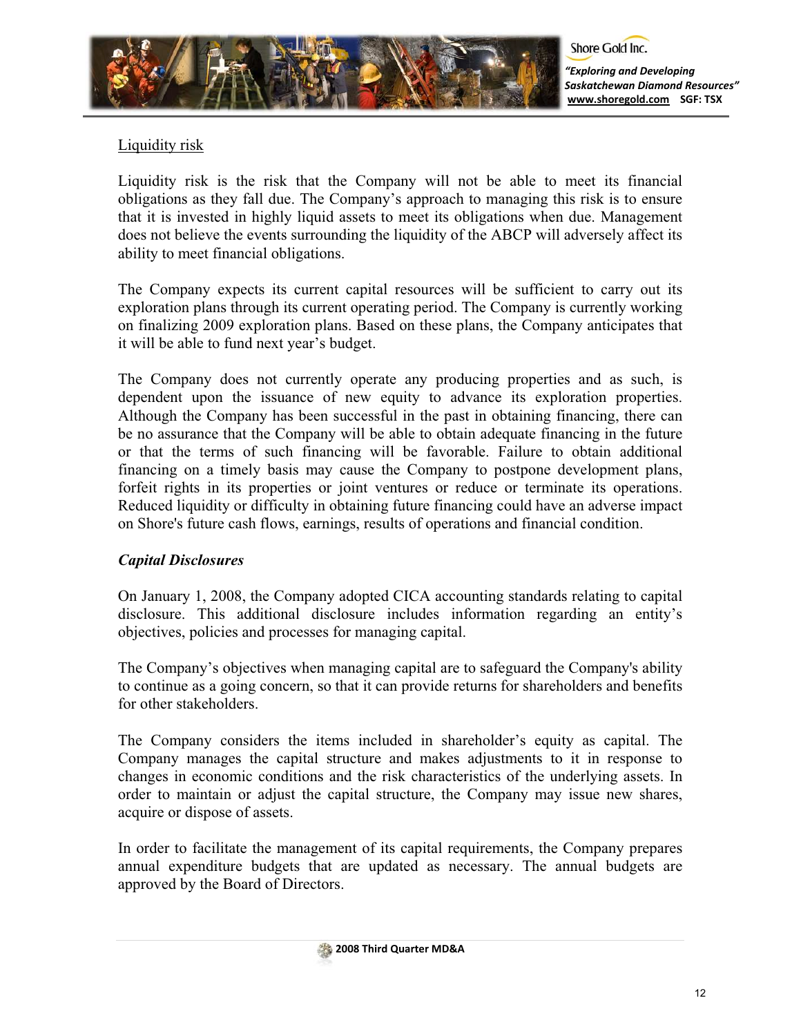Liquidity risk

Liquidity risk is the risk that the Company will not be able to meet its financial obligations as they fall due. The Company's approach to managing this risk is to ensure that it is invested in highly liquid assets to meet its obligations when due. Management does not believe the events surrounding the liquidity of the ABCP will adversely affect its ability to meet financial obligations.

The Company expects its current capital resources will be sufficient to carry out its exploration plans through its current operating period. The Company is currently working on finalizing 2009 exploration plans. Based on these plans, the Company anticipates that it will be able to fund next year's budget.

The Company does not currently operate any producing properties and as such, is dependent upon the issuance of new equity to advance its exploration properties. Although the Company has been successful in the past in obtaining financing, there can be no assurance that the Company will be able to obtain adequate financing in the future or that the terms of such financing will be favorable. Failure to obtain additional financing on a timely basis may cause the Company to postpone development plans, forfeit rights in its properties or joint ventures or reduce or terminate its operations. Reduced liquidity or difficulty in obtaining future financing could have an adverse impact on Shore's future cash flows, earnings, results of operations and financial condition.

***Capital Disclosures***

On January 1, 2008, the Company adopted CICA accounting standards relating to capital disclosure. This additional disclosure includes information regarding an entity's objectives, policies and processes for managing capital.

The Company's objectives when managing capital are to safeguard the Company's ability to continue as a going concern, so that it can provide returns for shareholders and benefits for other stakeholders.

The Company considers the items included in shareholder's equity as capital. The Company manages the capital structure and makes adjustments to it in response to changes in economic conditions and the risk characteristics of the underlying assets. In order to maintain or adjust the capital structure, the Company may issue new shares, acquire or dispose of assets.

In order to facilitate the management of its capital requirements, the Company prepares annual expenditure budgets that are updated as necessary. The annual budgets are approved by the Board of Directors.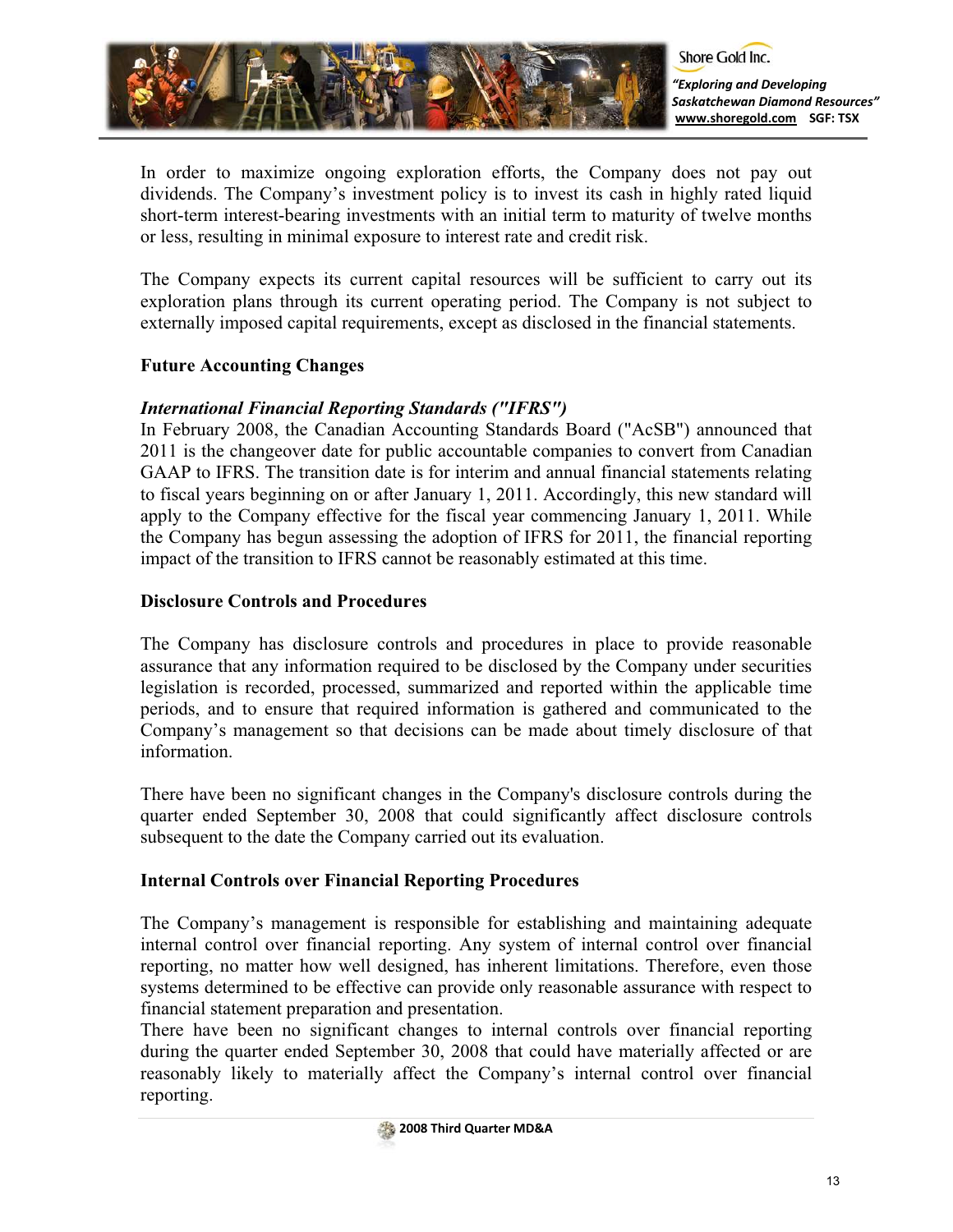In order to maximize ongoing exploration efforts, the Company does not pay out dividends. The Company's investment policy is to invest its cash in highly rated liquid short-term interest-bearing investments with an initial term to maturity of twelve months or less, resulting in minimal exposure to interest rate and credit risk.

The Company expects its current capital resources will be sufficient to carry out its exploration plans through its current operating period. The Company is not subject to externally imposed capital requirements, except as disclosed in the financial statements.

## Future Accounting Changes

***International Financial Reporting Standards ("IFRS")***

In February 2008, the Canadian Accounting Standards Board ("AcSB") announced that 2011 is the changeover date for public accountable companies to convert from Canadian GAAP to IFRS. The transition date is for interim and annual financial statements relating to fiscal years beginning on or after January 1, 2011. Accordingly, this new standard will apply to the Company effective for the fiscal year commencing January 1, 2011. While the Company has begun assessing the adoption of IFRS for 2011, the financial reporting impact of the transition to IFRS cannot be reasonably estimated at this time.

## Disclosure Controls and Procedures

The Company has disclosure controls and procedures in place to provide reasonable assurance that any information required to be disclosed by the Company under securities legislation is recorded, processed, summarized and reported within the applicable time periods, and to ensure that required information is gathered and communicated to the Company's management so that decisions can be made about timely disclosure of that information.

There have been no significant changes in the Company's disclosure controls during the quarter ended September 30, 2008 that could significantly affect disclosure controls subsequent to the date the Company carried out its evaluation.

## Internal Controls over Financial Reporting Procedures

The Company's management is responsible for establishing and maintaining adequate internal control over financial reporting. Any system of internal control over financial reporting, no matter how well designed, has inherent limitations. Therefore, even those systems determined to be effective can provide only reasonable assurance with respect to financial statement preparation and presentation.

There have been no significant changes to internal controls over financial reporting during the quarter ended September 30, 2008 that could have materially affected or are reasonably likely to materially affect the Company's internal control over financial reporting.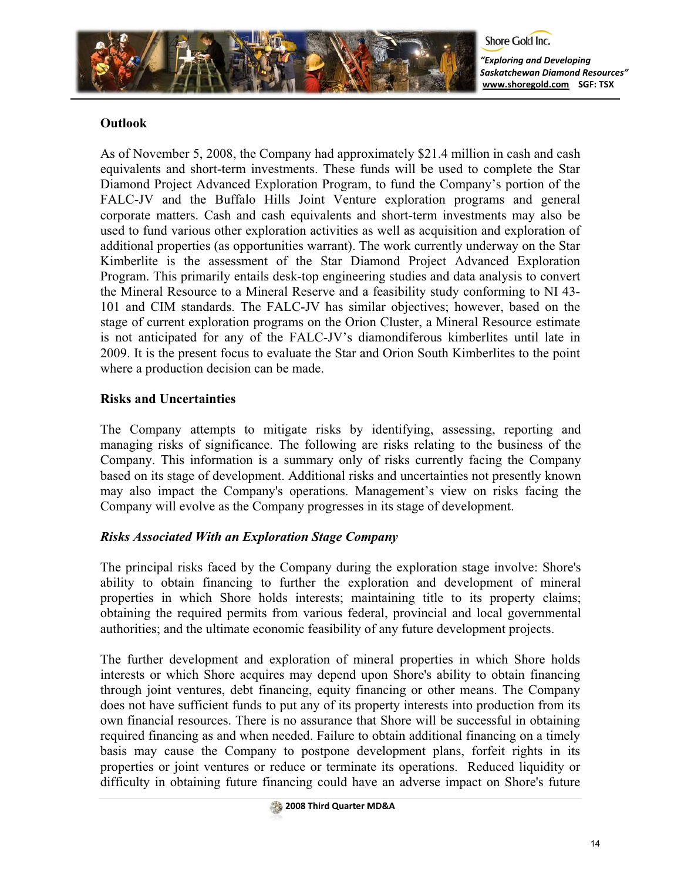## Outlook

As of November 5, 2008, the Company had approximately $21.4 million in cash and cash equivalents and short-term investments. These funds will be used to complete the Star Diamond Project Advanced Exploration Program, to fund the Company's portion of the FALC-JV and the Buffalo Hills Joint Venture exploration programs and general corporate matters. Cash and cash equivalents and short-term investments may also be used to fund various other exploration activities as well as acquisition and exploration of additional properties (as opportunities warrant). The work currently underway on the Star Kimberlite is the assessment of the Star Diamond Project Advanced Exploration Program. This primarily entails desk-top engineering studies and data analysis to convert the Mineral Resource to a Mineral Reserve and a feasibility study conforming to NI 43-101 and CIM standards. The FALC-JV has similar objectives; however, based on the stage of current exploration programs on the Orion Cluster, a Mineral Resource estimate is not anticipated for any of the FALC-JV's diamondiferous kimberlites until late in 2009. It is the present focus to evaluate the Star and Orion South Kimberlites to the point where a production decision can be made.

## Risks and Uncertainties

The Company attempts to mitigate risks by identifying, assessing, reporting and managing risks of significance. The following are risks relating to the business of the Company. This information is a summary only of risks currently facing the Company based on its stage of development. Additional risks and uncertainties not presently known may also impact the Company's operations. Management's view on risks facing the Company will evolve as the Company progresses in its stage of development.

### *Risks Associated With an Exploration Stage Company*

The principal risks faced by the Company during the exploration stage involve: Shore's ability to obtain financing to further the exploration and development of mineral properties in which Shore holds interests; maintaining title to its property claims; obtaining the required permits from various federal, provincial and local governmental authorities; and the ultimate economic feasibility of any future development projects.

The further development and exploration of mineral properties in which Shore holds interests or which Shore acquires may depend upon Shore's ability to obtain financing through joint ventures, debt financing, equity financing or other means. The Company does not have sufficient funds to put any of its property interests into production from its own financial resources. There is no assurance that Shore will be successful in obtaining required financing as and when needed. Failure to obtain additional financing on a timely basis may cause the Company to postpone development plans, forfeit rights in its properties or joint ventures or reduce or terminate its operations. Reduced liquidity or difficulty in obtaining future financing could have an adverse impact on Shore's future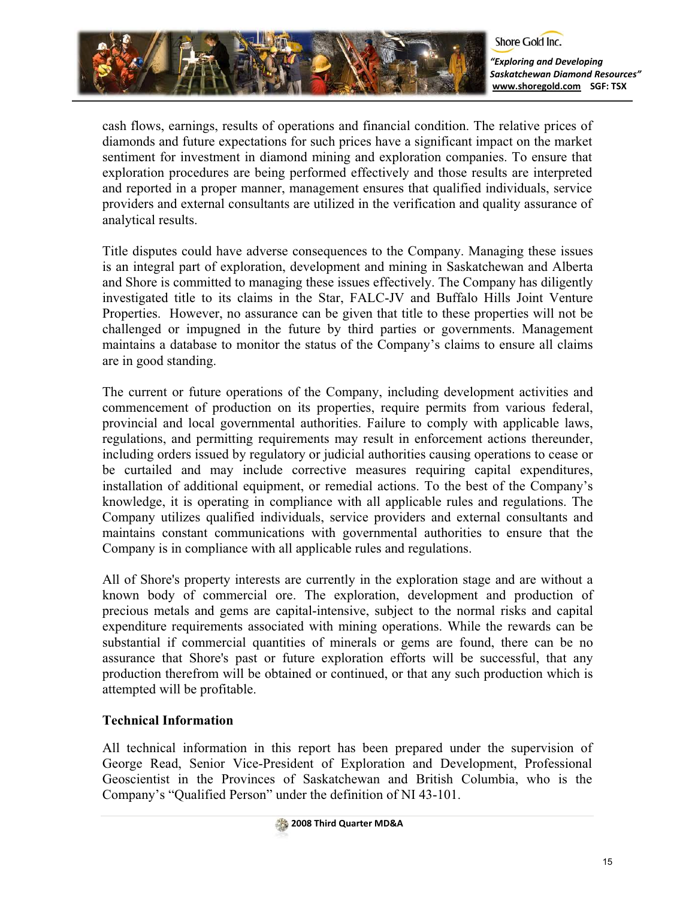cash flows, earnings, results of operations and financial condition. The relative prices of diamonds and future expectations for such prices have a significant impact on the market sentiment for investment in diamond mining and exploration companies. To ensure that exploration procedures are being performed effectively and those results are interpreted and reported in a proper manner, management ensures that qualified individuals, service providers and external consultants are utilized in the verification and quality assurance of analytical results.

Title disputes could have adverse consequences to the Company. Managing these issues is an integral part of exploration, development and mining in Saskatchewan and Alberta and Shore is committed to managing these issues effectively. The Company has diligently investigated title to its claims in the Star, FALC-JV and Buffalo Hills Joint Venture Properties. However, no assurance can be given that title to these properties will not be challenged or impugned in the future by third parties or governments. Management maintains a database to monitor the status of the Company's claims to ensure all claims are in good standing.

The current or future operations of the Company, including development activities and commencement of production on its properties, require permits from various federal, provincial and local governmental authorities. Failure to comply with applicable laws, regulations, and permitting requirements may result in enforcement actions thereunder, including orders issued by regulatory or judicial authorities causing operations to cease or be curtailed and may include corrective measures requiring capital expenditures, installation of additional equipment, or remedial actions. To the best of the Company's knowledge, it is operating in compliance with all applicable rules and regulations. The Company utilizes qualified individuals, service providers and external consultants and maintains constant communications with governmental authorities to ensure that the Company is in compliance with all applicable rules and regulations.

All of Shore's property interests are currently in the exploration stage and are without a known body of commercial ore. The exploration, development and production of precious metals and gems are capital-intensive, subject to the normal risks and capital expenditure requirements associated with mining operations. While the rewards can be substantial if commercial quantities of minerals or gems are found, there can be no assurance that Shore's past or future exploration efforts will be successful, that any production therefrom will be obtained or continued, or that any such production which is attempted will be profitable.

## Technical Information

All technical information in this report has been prepared under the supervision of George Read, Senior Vice-President of Exploration and Development, Professional Geoscientist in the Provinces of Saskatchewan and British Columbia, who is the Company's "Qualified Person" under the definition of NI 43-101.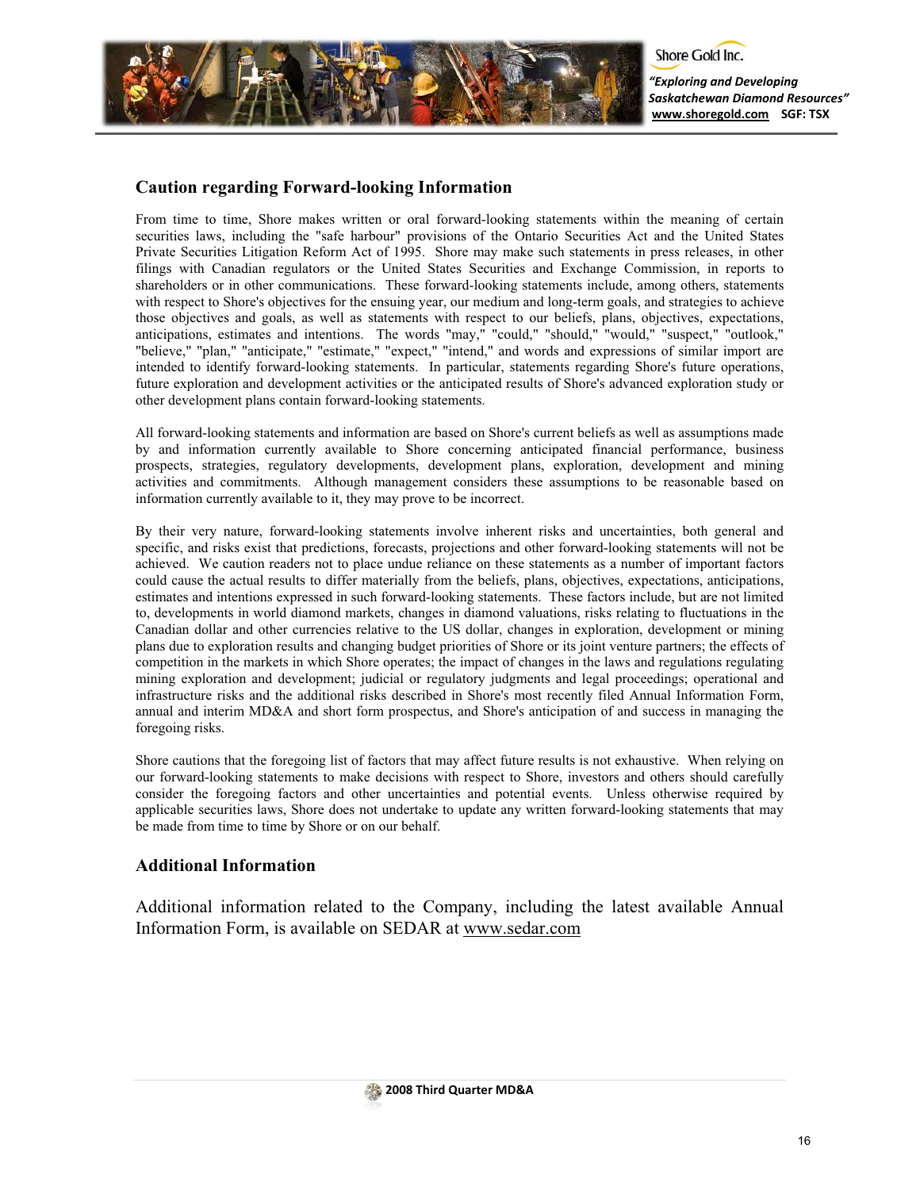## Caution regarding Forward-looking Information

From time to time, Shore makes written or oral forward-looking statements within the meaning of certain securities laws, including the "safe harbour" provisions of the Ontario Securities Act and the United States Private Securities Litigation Reform Act of 1995. Shore may make such statements in press releases, in other filings with Canadian regulators or the United States Securities and Exchange Commission, in reports to shareholders or in other communications. These forward-looking statements include, among others, statements with respect to Shore's objectives for the ensuing year, our medium and long-term goals, and strategies to achieve those objectives and goals, as well as statements with respect to our beliefs, plans, objectives, expectations, anticipations, estimates and intentions. The words "may," "could," "should," "would," "suspect," "outlook," "believe," "plan," "anticipate," "estimate," "expect," "intend," and words and expressions of similar import are intended to identify forward-looking statements. In particular, statements regarding Shore's future operations, future exploration and development activities or the anticipated results of Shore's advanced exploration study or other development plans contain forward-looking statements.

All forward-looking statements and information are based on Shore's current beliefs as well as assumptions made by and information currently available to Shore concerning anticipated financial performance, business prospects, strategies, regulatory developments, development plans, exploration, development and mining activities and commitments. Although management considers these assumptions to be reasonable based on information currently available to it, they may prove to be incorrect.

By their very nature, forward-looking statements involve inherent risks and uncertainties, both general and specific, and risks exist that predictions, forecasts, projections and other forward-looking statements will not be achieved. We caution readers not to place undue reliance on these statements as a number of important factors could cause the actual results to differ materially from the beliefs, plans, objectives, expectations, anticipations, estimates and intentions expressed in such forward-looking statements. These factors include, but are not limited to, developments in world diamond markets, changes in diamond valuations, risks relating to fluctuations in the Canadian dollar and other currencies relative to the US dollar, changes in exploration, development or mining plans due to exploration results and changing budget priorities of Shore or its joint venture partners; the effects of competition in the markets in which Shore operates; the impact of changes in the laws and regulations regulating mining exploration and development; judicial or regulatory judgments and legal proceedings; operational and infrastructure risks and the additional risks described in Shore's most recently filed Annual Information Form, annual and interim MD&A and short form prospectus, and Shore's anticipation of and success in managing the foregoing risks.

Shore cautions that the foregoing list of factors that may affect future results is not exhaustive. When relying on our forward-looking statements to make decisions with respect to Shore, investors and others should carefully consider the foregoing factors and other uncertainties and potential events. Unless otherwise required by applicable securities laws, Shore does not undertake to update any written forward-looking statements that may be made from time to time by Shore or on our behalf.

## Additional Information

Additional information related to the Company, including the latest available Annual Information Form, is available on SEDAR at www.sedar.com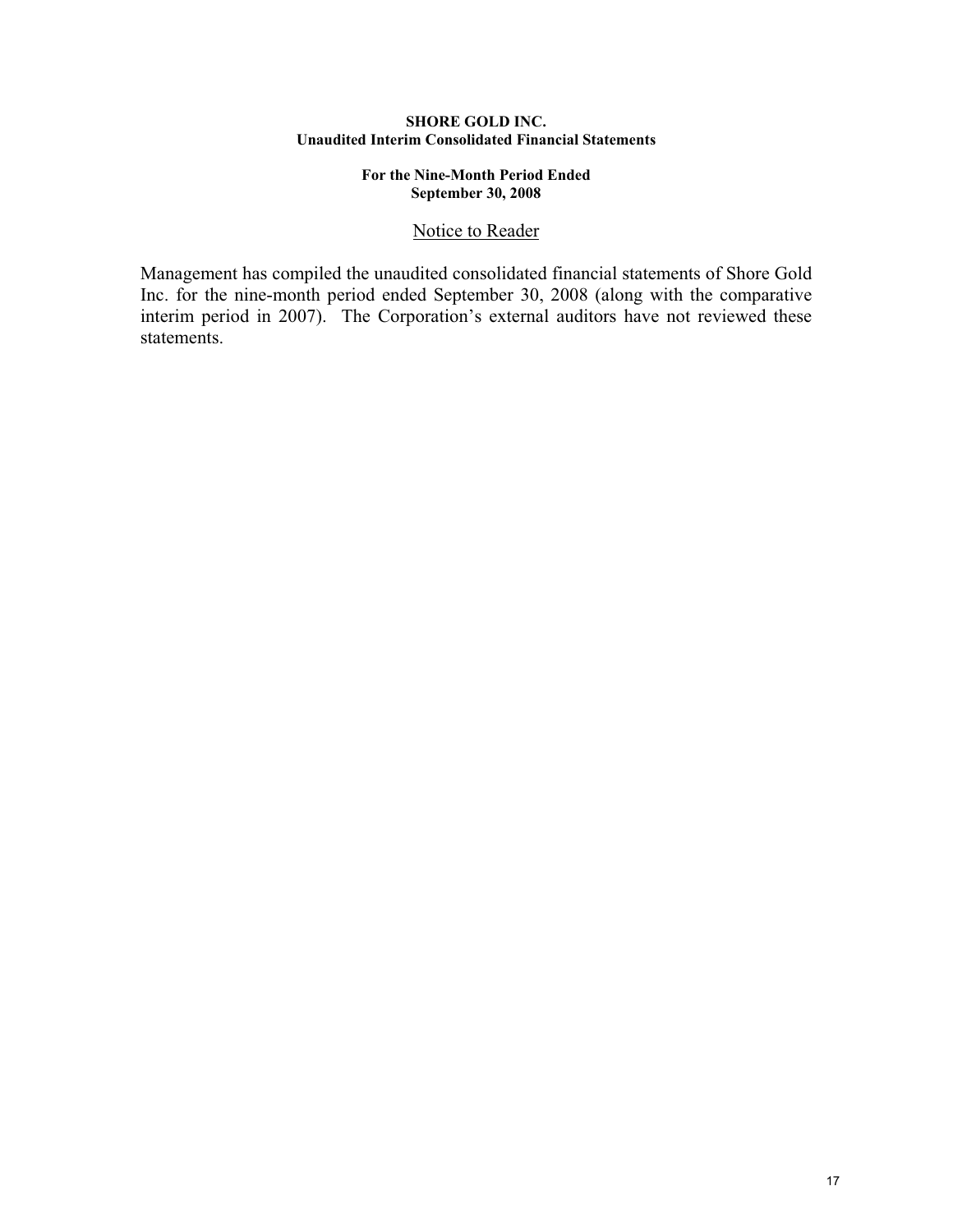**SHORE GOLD INC.**
**Unaudited Interim Consolidated Financial Statements**

**For the Nine-Month Period Ended**
**September 30, 2008**

<u>Notice to Reader</u>

Management has compiled the unaudited consolidated financial statements of Shore Gold Inc. for the nine-month period ended September 30, 2008 (along with the comparative interim period in 2007). The Corporation's external auditors have not reviewed these statements.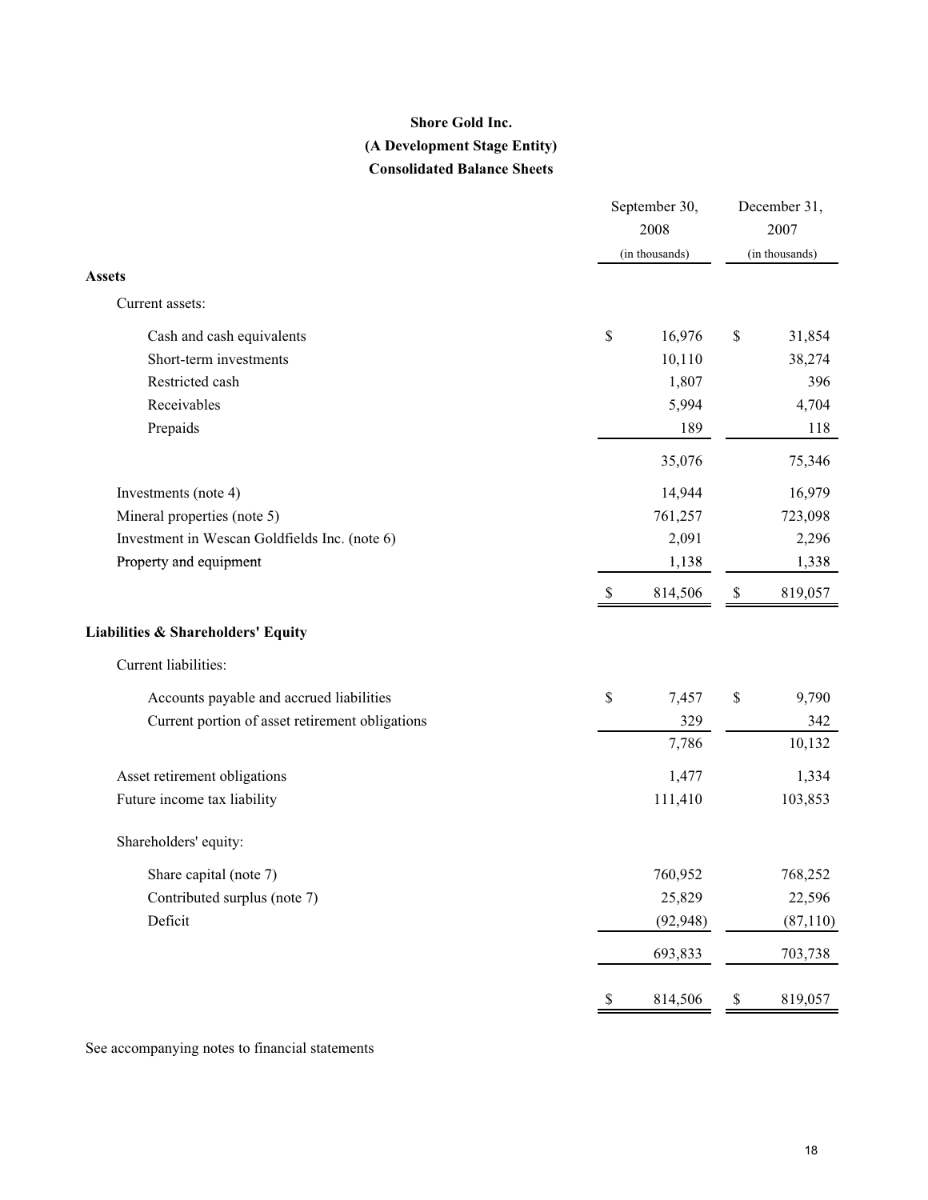**Shore Gold Inc.**

**(A Development Stage Entity)**

**Consolidated Balance Sheets**

| | September 30, 2008 (in thousands) | December 31, 2007 (in thousands) |
|---|---|---|
| **Assets** | | |
| Current assets: | | |
| Cash and cash equivalents | $ 16,976 | $ 31,854 |
| Short-term investments | 10,110 | 38,274 |
| Restricted cash | 1,807 | 396 |
| Receivables | 5,994 | 4,704 |
| Prepaids | 189 | 118 |
| | 35,076 | 75,346 |
| Investments (note 4) | 14,944 | 16,979 |
| Mineral properties (note 5) | 761,257 | 723,098 |
| Investment in Wescan Goldfields Inc. (note 6) | 2,091 | 2,296 |
| Property and equipment | 1,138 | 1,338 |
| | $ 814,506 | $ 819,057 |
| **Liabilities & Shareholders' Equity** | | |
| Current liabilities: | | |
| Accounts payable and accrued liabilities | $ 7,457 | $ 9,790 |
| Current portion of asset retirement obligations | 329 | 342 |
| | 7,786 | 10,132 |
| Asset retirement obligations | 1,477 | 1,334 |
| Future income tax liability | 111,410 | 103,853 |
| Shareholders' equity: | | |
| Share capital (note 7) | 760,952 | 768,252 |
| Contributed surplus (note 7) | 25,829 | 22,596 |
| Deficit | (92,948) | (87,110) |
| | 693,833 | 703,738 |
| | $ 814,506 | $ 819,057 |

See accompanying notes to financial statements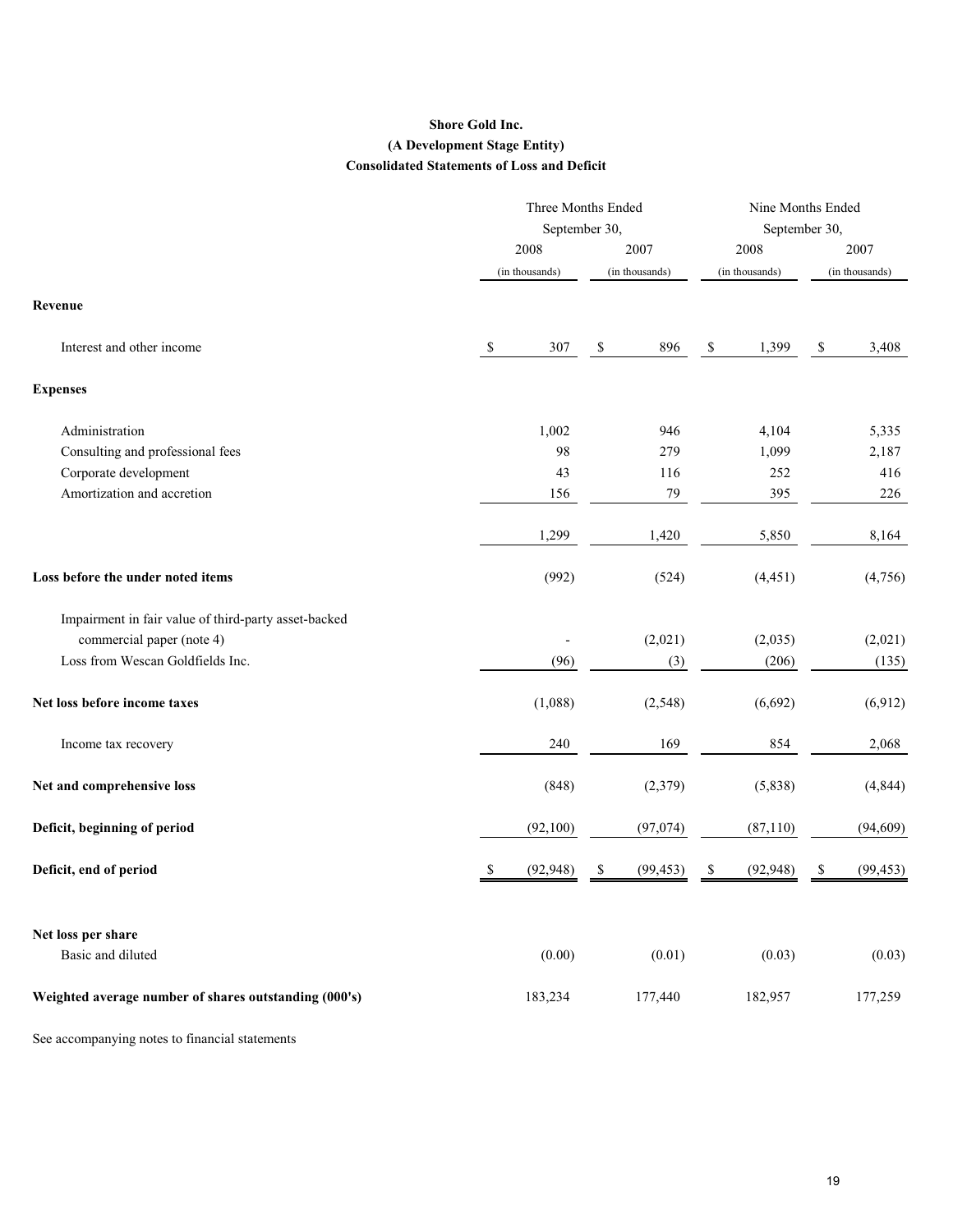**Shore Gold Inc.**

**(A Development Stage Entity)**

**Consolidated Statements of Loss and Deficit**

| | Three Months Ended September 30, | | Nine Months Ended September 30, | |
|---|---|---|---|---|
| | 2008 | 2007 | 2008 | 2007 |
| | (in thousands) | (in thousands) | (in thousands) | (in thousands) |
| **Revenue** | | | | |
| Interest and other income | $ 307 | $ 896 | $ 1,399 | $ 3,408 |
| **Expenses** | | | | |
| Administration | 1,002 | 946 | 4,104 | 5,335 |
| Consulting and professional fees | 98 | 279 | 1,099 | 2,187 |
| Corporate development | 43 | 116 | 252 | 416 |
| Amortization and accretion | 156 | 79 | 395 | 226 |
| | 1,299 | 1,420 | 5,850 | 8,164 |
| **Loss before the under noted items** | (992) | (524) | (4,451) | (4,756) |
| Impairment in fair value of third-party asset-backed commercial paper (note 4) | - | (2,021) | (2,035) | (2,021) |
| Loss from Wescan Goldfields Inc. | (96) | (3) | (206) | (135) |
| **Net loss before income taxes** | (1,088) | (2,548) | (6,692) | (6,912) |
| Income tax recovery | 240 | 169 | 854 | 2,068 |
| **Net and comprehensive loss** | (848) | (2,379) | (5,838) | (4,844) |
| **Deficit, beginning of period** | (92,100) | (97,074) | (87,110) | (94,609) |
| **Deficit, end of period** | $ (92,948) | $ (99,453) | $ (92,948) | $ (99,453) |
| **Net loss per share** | | | | |
| Basic and diluted | (0.00) | (0.01) | (0.03) | (0.03) |
| **Weighted average number of shares outstanding (000's)** | 183,234 | 177,440 | 182,957 | 177,259 |

See accompanying notes to financial statements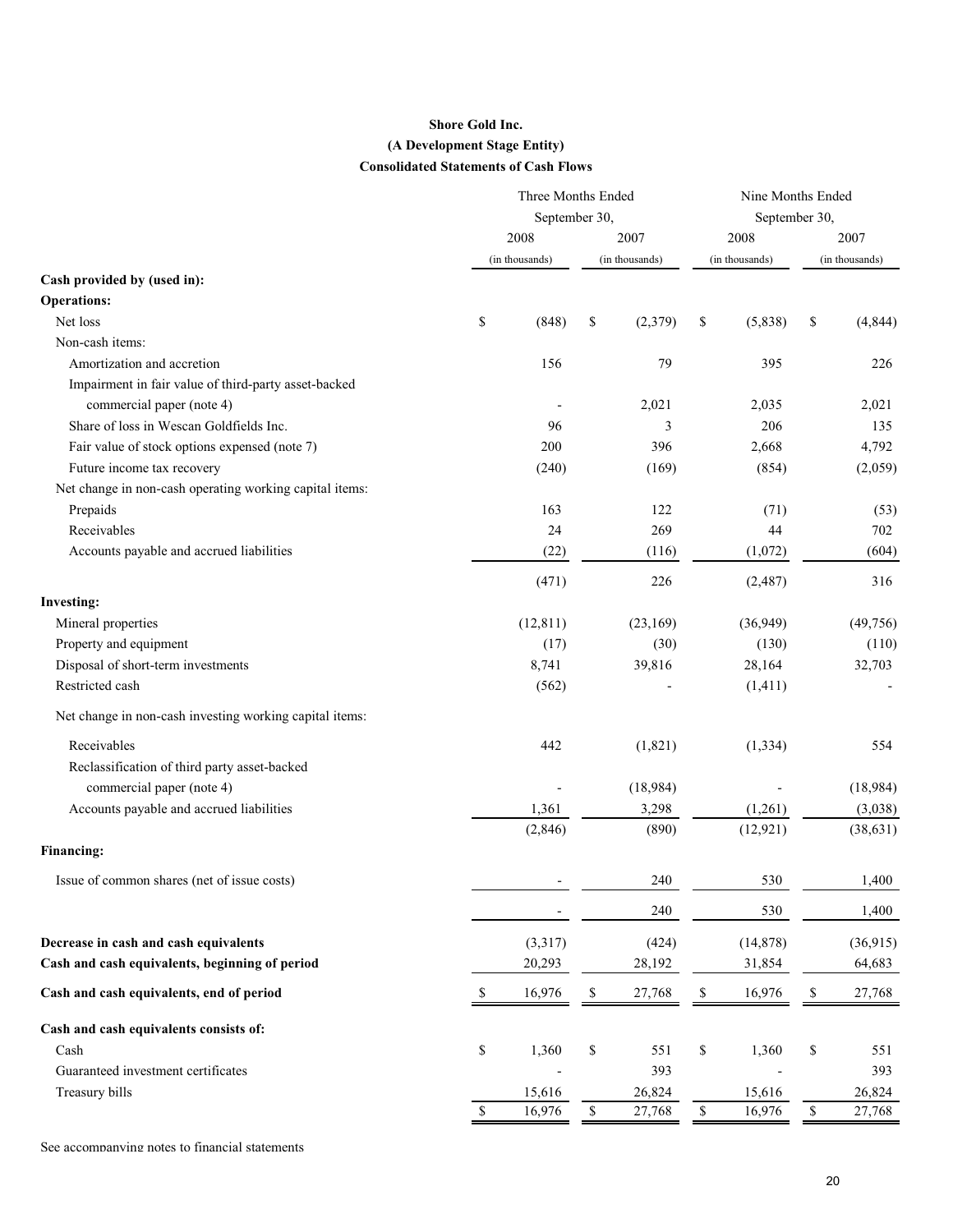**Shore Gold Inc.**

**(A Development Stage Entity)**

**Consolidated Statements of Cash Flows**

| | Three Months Ended September 30, | | Nine Months Ended September 30, | |
|---|---|---|---|---|
| | 2008 | 2007 | 2008 | 2007 |
| | (in thousands) | (in thousands) | (in thousands) | (in thousands) |
| **Cash provided by (used in):** | | | | |
| **Operations:** | | | | |
| Net loss | $ (848) | $ (2,379) | $ (5,838) | $ (4,844) |
| Non-cash items: | | | | |
| Amortization and accretion | 156 | 79 | 395 | 226 |
| Impairment in fair value of third-party asset-backed commercial paper (note 4) | - | 2,021 | 2,035 | 2,021 |
| Share of loss in Wescan Goldfields Inc. | 96 | 3 | 206 | 135 |
| Fair value of stock options expensed (note 7) | 200 | 396 | 2,668 | 4,792 |
| Future income tax recovery | (240) | (169) | (854) | (2,059) |
| Net change in non-cash operating working capital items: | | | | |
| Prepaids | 163 | 122 | (71) | (53) |
| Receivables | 24 | 269 | 44 | 702 |
| Accounts payable and accrued liabilities | (22) | (116) | (1,072) | (604) |
| | (471) | 226 | (2,487) | 316 |
| **Investing:** | | | | |
| Mineral properties | (12,811) | (23,169) | (36,949) | (49,756) |
| Property and equipment | (17) | (30) | (130) | (110) |
| Disposal of short-term investments | 8,741 | 39,816 | 28,164 | 32,703 |
| Restricted cash | (562) | - | (1,411) | - |
| Net change in non-cash investing working capital items: | | | | |
| Receivables | 442 | (1,821) | (1,334) | 554 |
| Reclassification of third party asset-backed commercial paper (note 4) | - | (18,984) | - | (18,984) |
| Accounts payable and accrued liabilities | 1,361 | 3,298 | (1,261) | (3,038) |
| | (2,846) | (890) | (12,921) | (38,631) |
| **Financing:** | | | | |
| Issue of common shares (net of issue costs) | - | 240 | 530 | 1,400 |
| | - | 240 | 530 | 1,400 |
| **Decrease in cash and cash equivalents** | (3,317) | (424) | (14,878) | (36,915) |
| **Cash and cash equivalents, beginning of period** | 20,293 | 28,192 | 31,854 | 64,683 |
| **Cash and cash equivalents, end of period** | $ 16,976 | $ 27,768 | $ 16,976 | $ 27,768 |
| **Cash and cash equivalents consists of:** | | | | |
| Cash | $ 1,360 | $ 551 | $ 1,360 | $ 551 |
| Guaranteed investment certificates | - | 393 | - | 393 |
| Treasury bills | 15,616 | 26,824 | 15,616 | 26,824 |
| | $ 16,976 | $ 27,768 | $ 16,976 | $ 27,768 |

See accompanying notes to financial statements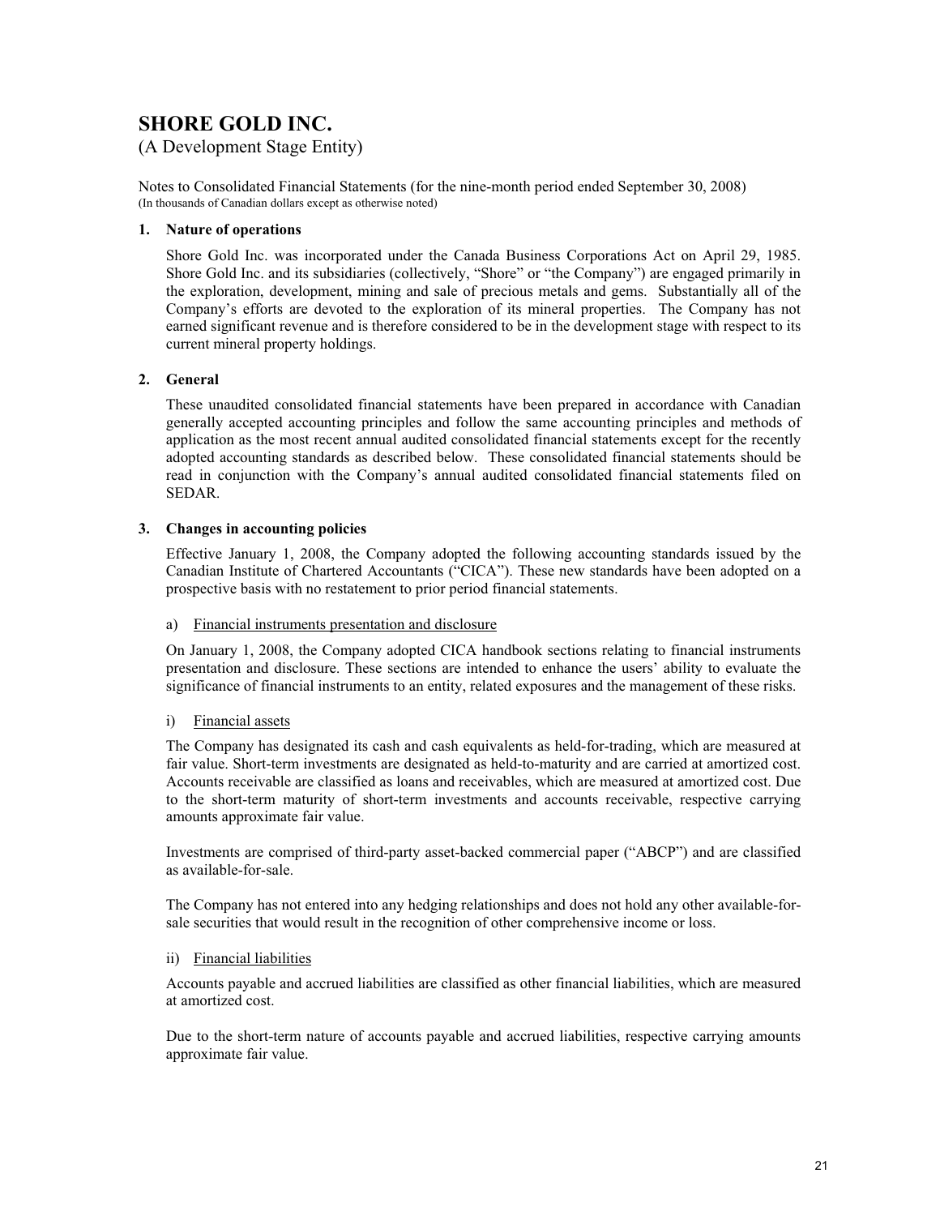# SHORE GOLD INC.

(A Development Stage Entity)

Notes to Consolidated Financial Statements (for the nine-month period ended September 30, 2008)
(In thousands of Canadian dollars except as otherwise noted)

**1. Nature of operations**

Shore Gold Inc. was incorporated under the Canada Business Corporations Act on April 29, 1985. Shore Gold Inc. and its subsidiaries (collectively, "Shore" or "the Company") are engaged primarily in the exploration, development, mining and sale of precious metals and gems. Substantially all of the Company's efforts are devoted to the exploration of its mineral properties. The Company has not earned significant revenue and is therefore considered to be in the development stage with respect to its current mineral property holdings.

**2. General**

These unaudited consolidated financial statements have been prepared in accordance with Canadian generally accepted accounting principles and follow the same accounting principles and methods of application as the most recent annual audited consolidated financial statements except for the recently adopted accounting standards as described below. These consolidated financial statements should be read in conjunction with the Company's annual audited consolidated financial statements filed on SEDAR.

**3. Changes in accounting policies**

Effective January 1, 2008, the Company adopted the following accounting standards issued by the Canadian Institute of Chartered Accountants ("CICA"). These new standards have been adopted on a prospective basis with no restatement to prior period financial statements.

a) Financial instruments presentation and disclosure

On January 1, 2008, the Company adopted CICA handbook sections relating to financial instruments presentation and disclosure. These sections are intended to enhance the users' ability to evaluate the significance of financial instruments to an entity, related exposures and the management of these risks.

i) Financial assets

The Company has designated its cash and cash equivalents as held-for-trading, which are measured at fair value. Short-term investments are designated as held-to-maturity and are carried at amortized cost. Accounts receivable are classified as loans and receivables, which are measured at amortized cost. Due to the short-term maturity of short-term investments and accounts receivable, respective carrying amounts approximate fair value.

Investments are comprised of third-party asset-backed commercial paper ("ABCP") and are classified as available-for-sale.

The Company has not entered into any hedging relationships and does not hold any other available-for-sale securities that would result in the recognition of other comprehensive income or loss.

ii) Financial liabilities

Accounts payable and accrued liabilities are classified as other financial liabilities, which are measured at amortized cost.

Due to the short-term nature of accounts payable and accrued liabilities, respective carrying amounts approximate fair value.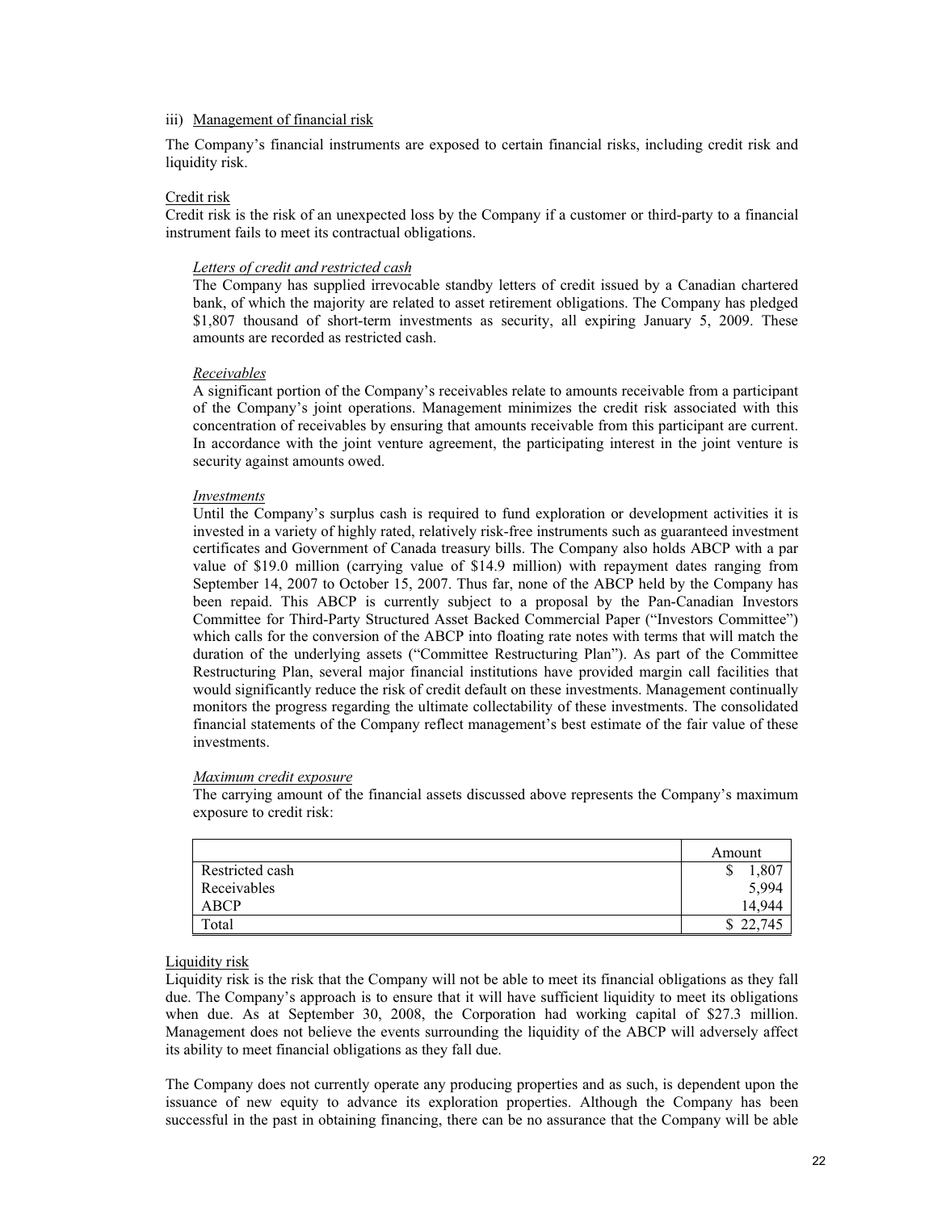iii) Management of financial risk

The Company's financial instruments are exposed to certain financial risks, including credit risk and liquidity risk.

Credit risk

Credit risk is the risk of an unexpected loss by the Company if a customer or third-party to a financial instrument fails to meet its contractual obligations.

*Letters of credit and restricted cash*

The Company has supplied irrevocable standby letters of credit issued by a Canadian chartered bank, of which the majority are related to asset retirement obligations. The Company has pledged $1,807 thousand of short-term investments as security, all expiring January 5, 2009. These amounts are recorded as restricted cash.

*Receivables*

A significant portion of the Company's receivables relate to amounts receivable from a participant of the Company's joint operations. Management minimizes the credit risk associated with this concentration of receivables by ensuring that amounts receivable from this participant are current. In accordance with the joint venture agreement, the participating interest in the joint venture is security against amounts owed.

*Investments*

Until the Company's surplus cash is required to fund exploration or development activities it is invested in a variety of highly rated, relatively risk-free instruments such as guaranteed investment certificates and Government of Canada treasury bills. The Company also holds ABCP with a par value of $19.0 million (carrying value of $14.9 million) with repayment dates ranging from September 14, 2007 to October 15, 2007. Thus far, none of the ABCP held by the Company has been repaid. This ABCP is currently subject to a proposal by the Pan-Canadian Investors Committee for Third-Party Structured Asset Backed Commercial Paper ("Investors Committee") which calls for the conversion of the ABCP into floating rate notes with terms that will match the duration of the underlying assets ("Committee Restructuring Plan"). As part of the Committee Restructuring Plan, several major financial institutions have provided margin call facilities that would significantly reduce the risk of credit default on these investments. Management continually monitors the progress regarding the ultimate collectability of these investments. The consolidated financial statements of the Company reflect management's best estimate of the fair value of these investments.

*Maximum credit exposure*

The carrying amount of the financial assets discussed above represents the Company's maximum exposure to credit risk:

| | Amount |
|---|---|
| Restricted cash | $ 1,807 |
| Receivables | 5,994 |
| ABCP | 14,944 |
| Total | $ 22,745 |

Liquidity risk

Liquidity risk is the risk that the Company will not be able to meet its financial obligations as they fall due. The Company's approach is to ensure that it will have sufficient liquidity to meet its obligations when due. As at September 30, 2008, the Corporation had working capital of $27.3 million. Management does not believe the events surrounding the liquidity of the ABCP will adversely affect its ability to meet financial obligations as they fall due.

The Company does not currently operate any producing properties and as such, is dependent upon the issuance of new equity to advance its exploration properties. Although the Company has been successful in the past in obtaining financing, there can be no assurance that the Company will be able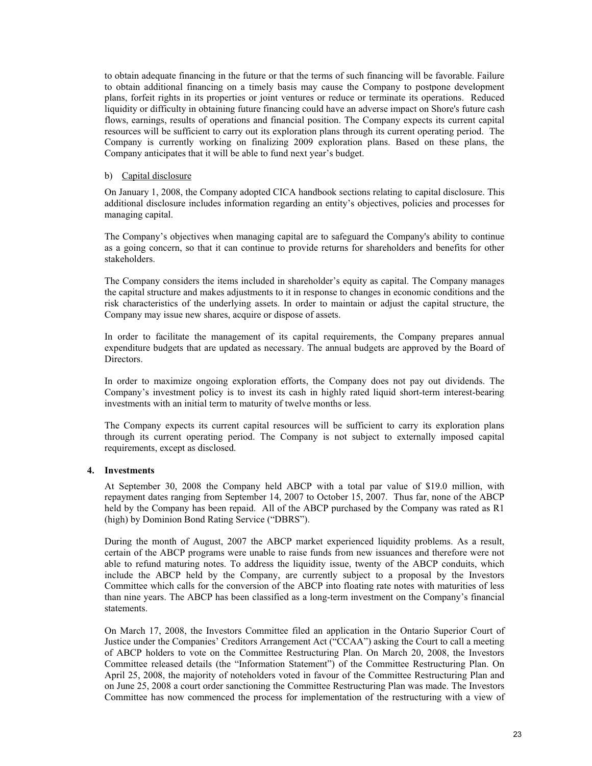to obtain adequate financing in the future or that the terms of such financing will be favorable. Failure to obtain additional financing on a timely basis may cause the Company to postpone development plans, forfeit rights in its properties or joint ventures or reduce or terminate its operations. Reduced liquidity or difficulty in obtaining future financing could have an adverse impact on Shore's future cash flows, earnings, results of operations and financial position. The Company expects its current capital resources will be sufficient to carry out its exploration plans through its current operating period. The Company is currently working on finalizing 2009 exploration plans. Based on these plans, the Company anticipates that it will be able to fund next year's budget.

b) Capital disclosure

On January 1, 2008, the Company adopted CICA handbook sections relating to capital disclosure. This additional disclosure includes information regarding an entity's objectives, policies and processes for managing capital.

The Company's objectives when managing capital are to safeguard the Company's ability to continue as a going concern, so that it can continue to provide returns for shareholders and benefits for other stakeholders.

The Company considers the items included in shareholder's equity as capital. The Company manages the capital structure and makes adjustments to it in response to changes in economic conditions and the risk characteristics of the underlying assets. In order to maintain or adjust the capital structure, the Company may issue new shares, acquire or dispose of assets.

In order to facilitate the management of its capital requirements, the Company prepares annual expenditure budgets that are updated as necessary. The annual budgets are approved by the Board of Directors.

In order to maximize ongoing exploration efforts, the Company does not pay out dividends. The Company's investment policy is to invest its cash in highly rated liquid short-term interest-bearing investments with an initial term to maturity of twelve months or less.

The Company expects its current capital resources will be sufficient to carry its exploration plans through its current operating period. The Company is not subject to externally imposed capital requirements, except as disclosed.

## 4. Investments

At September 30, 2008 the Company held ABCP with a total par value of $19.0 million, with repayment dates ranging from September 14, 2007 to October 15, 2007. Thus far, none of the ABCP held by the Company has been repaid. All of the ABCP purchased by the Company was rated as R1 (high) by Dominion Bond Rating Service ("DBRS").

During the month of August, 2007 the ABCP market experienced liquidity problems. As a result, certain of the ABCP programs were unable to raise funds from new issuances and therefore were not able to refund maturing notes. To address the liquidity issue, twenty of the ABCP conduits, which include the ABCP held by the Company, are currently subject to a proposal by the Investors Committee which calls for the conversion of the ABCP into floating rate notes with maturities of less than nine years. The ABCP has been classified as a long-term investment on the Company's financial statements.

On March 17, 2008, the Investors Committee filed an application in the Ontario Superior Court of Justice under the Companies' Creditors Arrangement Act ("CCAA") asking the Court to call a meeting of ABCP holders to vote on the Committee Restructuring Plan. On March 20, 2008, the Investors Committee released details (the "Information Statement") of the Committee Restructuring Plan. On April 25, 2008, the majority of noteholders voted in favour of the Committee Restructuring Plan and on June 25, 2008 a court order sanctioning the Committee Restructuring Plan was made. The Investors Committee has now commenced the process for implementation of the restructuring with a view of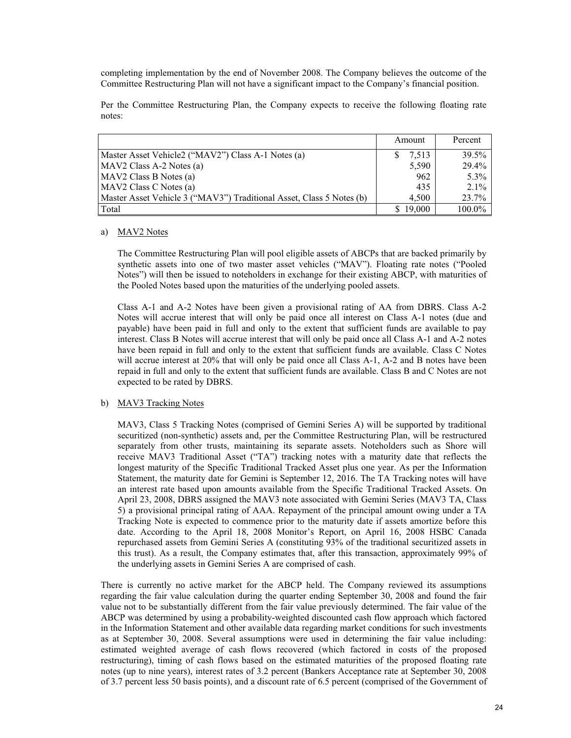completing implementation by the end of November 2008. The Company believes the outcome of the Committee Restructuring Plan will not have a significant impact to the Company's financial position.

Per the Committee Restructuring Plan, the Company expects to receive the following floating rate notes:

| | Amount | Percent |
|---|---|---|
| Master Asset Vehicle2 ("MAV2") Class A-1 Notes (a) | $ 7,513 | 39.5% |
| MAV2 Class A-2 Notes (a) | 5,590 | 29.4% |
| MAV2 Class B Notes (a) | 962 | 5.3% |
| MAV2 Class C Notes (a) | 435 | 2.1% |
| Master Asset Vehicle 3 ("MAV3") Traditional Asset, Class 5 Notes (b) | 4,500 | 23.7% |
| Total | $ 19,000 | 100.0% |

a) MAV2 Notes

The Committee Restructuring Plan will pool eligible assets of ABCPs that are backed primarily by synthetic assets into one of two master asset vehicles ("MAV"). Floating rate notes ("Pooled Notes") will then be issued to noteholders in exchange for their existing ABCP, with maturities of the Pooled Notes based upon the maturities of the underlying pooled assets.

Class A-1 and A-2 Notes have been given a provisional rating of AA from DBRS. Class A-2 Notes will accrue interest that will only be paid once all interest on Class A-1 notes (due and payable) have been paid in full and only to the extent that sufficient funds are available to pay interest. Class B Notes will accrue interest that will only be paid once all Class A-1 and A-2 notes have been repaid in full and only to the extent that sufficient funds are available. Class C Notes will accrue interest at 20% that will only be paid once all Class A-1, A-2 and B notes have been repaid in full and only to the extent that sufficient funds are available. Class B and C Notes are not expected to be rated by DBRS.

b) MAV3 Tracking Notes

MAV3, Class 5 Tracking Notes (comprised of Gemini Series A) will be supported by traditional securitized (non-synthetic) assets and, per the Committee Restructuring Plan, will be restructured separately from other trusts, maintaining its separate assets. Noteholders such as Shore will receive MAV3 Traditional Asset ("TA") tracking notes with a maturity date that reflects the longest maturity of the Specific Traditional Tracked Asset plus one year. As per the Information Statement, the maturity date for Gemini is September 12, 2016. The TA Tracking notes will have an interest rate based upon amounts available from the Specific Traditional Tracked Assets. On April 23, 2008, DBRS assigned the MAV3 note associated with Gemini Series (MAV3 TA, Class 5) a provisional principal rating of AAA. Repayment of the principal amount owing under a TA Tracking Note is expected to commence prior to the maturity date if assets amortize before this date. According to the April 18, 2008 Monitor's Report, on April 16, 2008 HSBC Canada repurchased assets from Gemini Series A (constituting 93% of the traditional securitized assets in this trust). As a result, the Company estimates that, after this transaction, approximately 99% of the underlying assets in Gemini Series A are comprised of cash.

There is currently no active market for the ABCP held. The Company reviewed its assumptions regarding the fair value calculation during the quarter ending September 30, 2008 and found the fair value not to be substantially different from the fair value previously determined. The fair value of the ABCP was determined by using a probability-weighted discounted cash flow approach which factored in the Information Statement and other available data regarding market conditions for such investments as at September 30, 2008. Several assumptions were used in determining the fair value including: estimated weighted average of cash flows recovered (which factored in costs of the proposed restructuring), timing of cash flows based on the estimated maturities of the proposed floating rate notes (up to nine years), interest rates of 3.2 percent (Bankers Acceptance rate at September 30, 2008 of 3.7 percent less 50 basis points), and a discount rate of 6.5 percent (comprised of the Government of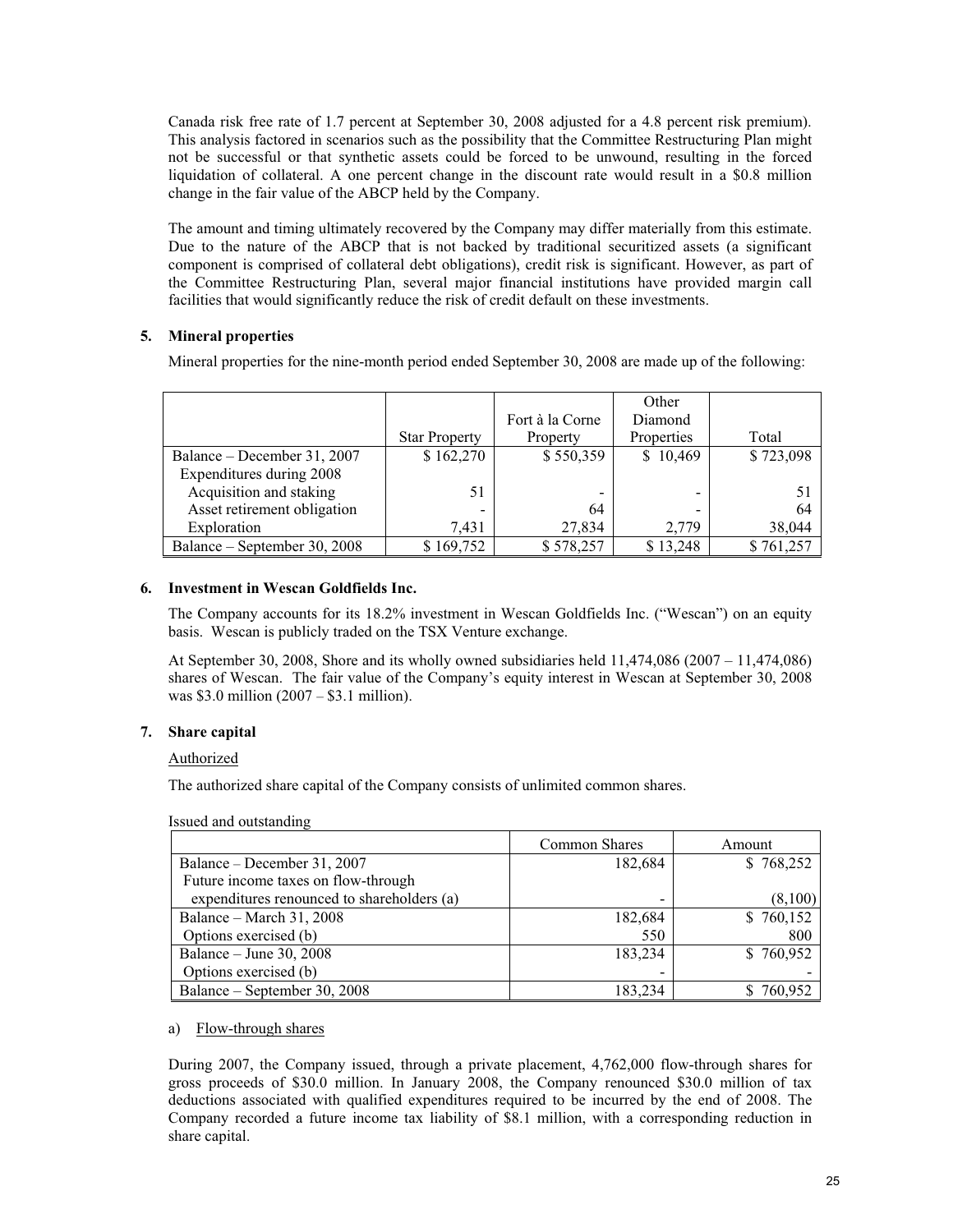Canada risk free rate of 1.7 percent at September 30, 2008 adjusted for a 4.8 percent risk premium). This analysis factored in scenarios such as the possibility that the Committee Restructuring Plan might not be successful or that synthetic assets could be forced to be unwound, resulting in the forced liquidation of collateral. A one percent change in the discount rate would result in a $0.8 million change in the fair value of the ABCP held by the Company.

The amount and timing ultimately recovered by the Company may differ materially from this estimate. Due to the nature of the ABCP that is not backed by traditional securitized assets (a significant component is comprised of collateral debt obligations), credit risk is significant. However, as part of the Committee Restructuring Plan, several major financial institutions have provided margin call facilities that would significantly reduce the risk of credit default on these investments.

## 5. Mineral properties

Mineral properties for the nine-month period ended September 30, 2008 are made up of the following:

| | Star Property | Fort à la Corne Property | Other Diamond Properties | Total |
|---|---|---|---|---|
| Balance – December 31, 2007 | $ 162,270 | $ 550,359 | $ 10,469 | $ 723,098 |
| Expenditures during 2008 | | | | |
| Acquisition and staking | 51 | - | - | 51 |
| Asset retirement obligation | - | 64 | - | 64 |
| Exploration | 7,431 | 27,834 | 2,779 | 38,044 |
| Balance – September 30, 2008 | $ 169,752 | $ 578,257 | $ 13,248 | $ 761,257 |

## 6. Investment in Wescan Goldfields Inc.

The Company accounts for its 18.2% investment in Wescan Goldfields Inc. ("Wescan") on an equity basis. Wescan is publicly traded on the TSX Venture exchange.

At September 30, 2008, Shore and its wholly owned subsidiaries held 11,474,086 (2007 – 11,474,086) shares of Wescan. The fair value of the Company's equity interest in Wescan at September 30, 2008 was $3.0 million (2007 – $3.1 million).

## 7. Share capital

Authorized

The authorized share capital of the Company consists of unlimited common shares.

Issued and outstanding

| | Common Shares | Amount |
|---|---|---|
| Balance – December 31, 2007 | 182,684 | $ 768,252 |
| Future income taxes on flow-through expenditures renounced to shareholders (a) | - | (8,100) |
| Balance – March 31, 2008 | 182,684 | $ 760,152 |
| Options exercised (b) | 550 | 800 |
| Balance – June 30, 2008 | 183,234 | $ 760,952 |
| Options exercised (b) | - | - |
| Balance – September 30, 2008 | 183,234 | $ 760,952 |

a) Flow-through shares

During 2007, the Company issued, through a private placement, 4,762,000 flow-through shares for gross proceeds of $30.0 million. In January 2008, the Company renounced $30.0 million of tax deductions associated with qualified expenditures required to be incurred by the end of 2008. The Company recorded a future income tax liability of $8.1 million, with a corresponding reduction in share capital.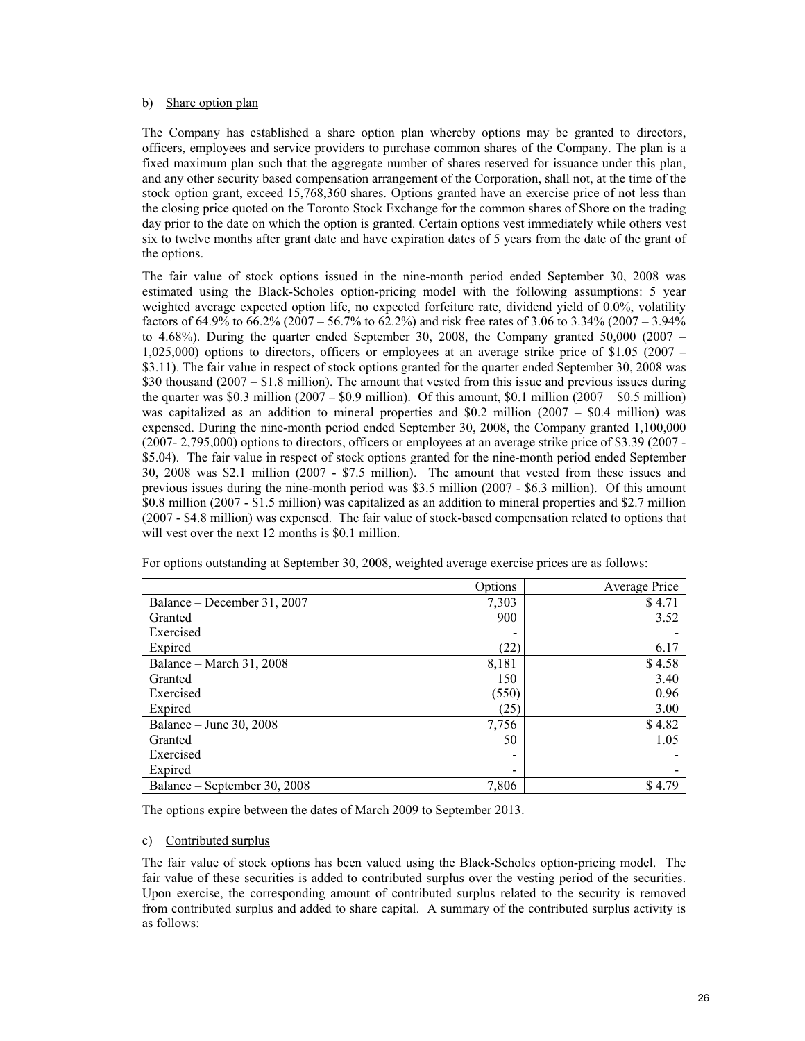b) Share option plan

The Company has established a share option plan whereby options may be granted to directors, officers, employees and service providers to purchase common shares of the Company. The plan is a fixed maximum plan such that the aggregate number of shares reserved for issuance under this plan, and any other security based compensation arrangement of the Corporation, shall not, at the time of the stock option grant, exceed 15,768,360 shares. Options granted have an exercise price of not less than the closing price quoted on the Toronto Stock Exchange for the common shares of Shore on the trading day prior to the date on which the option is granted. Certain options vest immediately while others vest six to twelve months after grant date and have expiration dates of 5 years from the date of the grant of the options.

The fair value of stock options issued in the nine-month period ended September 30, 2008 was estimated using the Black-Scholes option-pricing model with the following assumptions: 5 year weighted average expected option life, no expected forfeiture rate, dividend yield of 0.0%, volatility factors of 64.9% to 66.2% (2007 – 56.7% to 62.2%) and risk free rates of 3.06 to 3.34% (2007 – 3.94% to 4.68%). During the quarter ended September 30, 2008, the Company granted 50,000 (2007 – 1,025,000) options to directors, officers or employees at an average strike price of \$1.05 (2007 – \$3.11). The fair value in respect of stock options granted for the quarter ended September 30, 2008 was \$30 thousand (2007 – \$1.8 million). The amount that vested from this issue and previous issues during the quarter was \$0.3 million (2007 – \$0.9 million). Of this amount, \$0.1 million (2007 – \$0.5 million) was capitalized as an addition to mineral properties and \$0.2 million (2007 – \$0.4 million) was expensed. During the nine-month period ended September 30, 2008, the Company granted 1,100,000 (2007- 2,795,000) options to directors, officers or employees at an average strike price of \$3.39 (2007 - \$5.04). The fair value in respect of stock options granted for the nine-month period ended September 30, 2008 was \$2.1 million (2007 - \$7.5 million). The amount that vested from these issues and previous issues during the nine-month period was \$3.5 million (2007 - \$6.3 million). Of this amount \$0.8 million (2007 - \$1.5 million) was capitalized as an addition to mineral properties and \$2.7 million (2007 - \$4.8 million) was expensed. The fair value of stock-based compensation related to options that will vest over the next 12 months is \$0.1 million.

For options outstanding at September 30, 2008, weighted average exercise prices are as follows:

| | Options | Average Price |
|---|---:|---:|
| Balance – December 31, 2007 | 7,303 | \$ 4.71 |
| Granted | 900 | 3.52 |
| Exercised | - | - |
| Expired | (22) | 6.17 |
| Balance – March 31, 2008 | 8,181 | \$ 4.58 |
| Granted | 150 | 3.40 |
| Exercised | (550) | 0.96 |
| Expired | (25) | 3.00 |
| Balance – June 30, 2008 | 7,756 | \$ 4.82 |
| Granted | 50 | 1.05 |
| Exercised | - | - |
| Expired | - | - |
| Balance – September 30, 2008 | 7,806 | \$ 4.79 |

The options expire between the dates of March 2009 to September 2013.

c) Contributed surplus

The fair value of stock options has been valued using the Black-Scholes option-pricing model. The fair value of these securities is added to contributed surplus over the vesting period of the securities. Upon exercise, the corresponding amount of contributed surplus related to the security is removed from contributed surplus and added to share capital. A summary of the contributed surplus activity is as follows: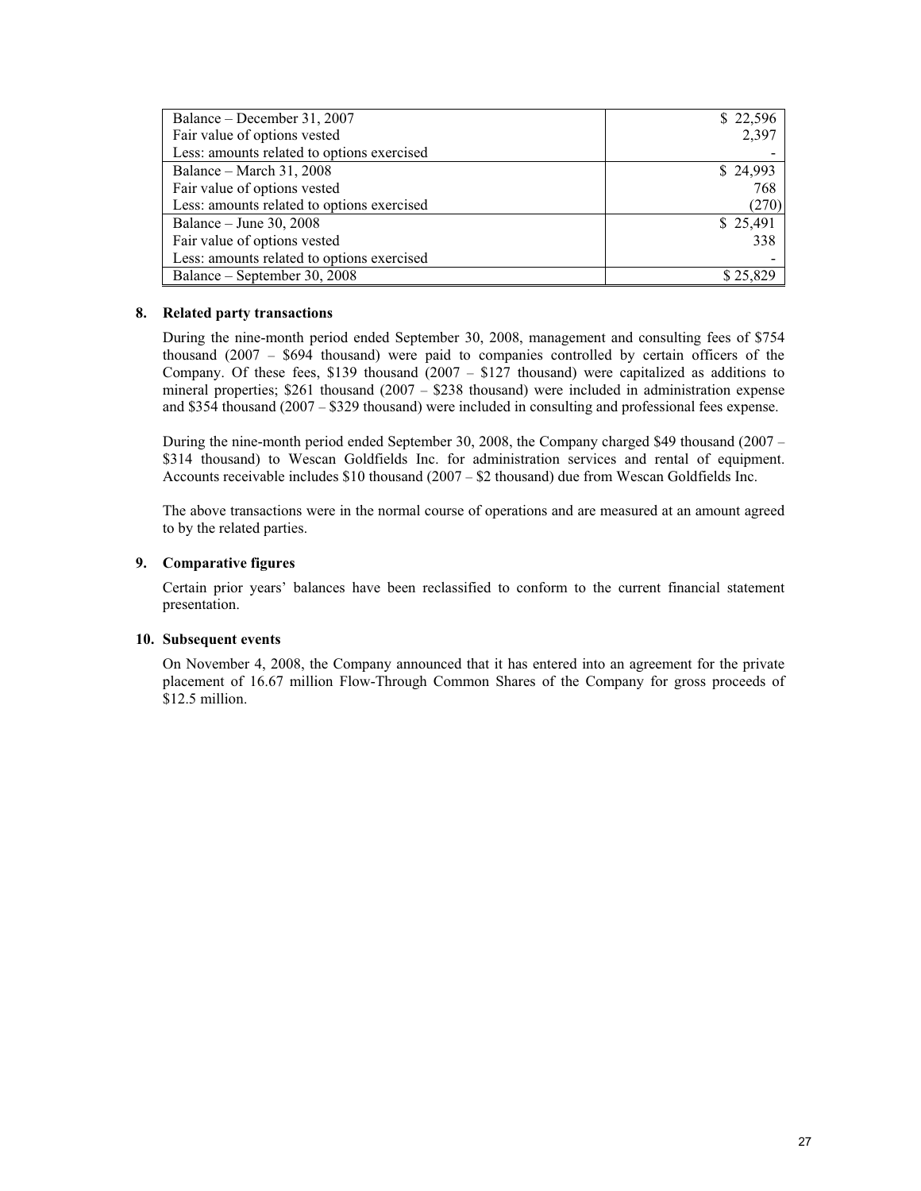| | |
|---|---|
| Balance – December 31, 2007 | $ 22,596 |
| Fair value of options vested | 2,397 |
| Less: amounts related to options exercised | - |
| Balance – March 31, 2008 | $ 24,993 |
| Fair value of options vested | 768 |
| Less: amounts related to options exercised | (270) |
| Balance – June 30, 2008 | $ 25,491 |
| Fair value of options vested | 338 |
| Less: amounts related to options exercised | - |
| Balance – September 30, 2008 | $ 25,829 |

**8. Related party transactions**

During the nine-month period ended September 30, 2008, management and consulting fees of $754 thousand (2007 – $694 thousand) were paid to companies controlled by certain officers of the Company. Of these fees, $139 thousand (2007 – $127 thousand) were capitalized as additions to mineral properties; $261 thousand (2007 – $238 thousand) were included in administration expense and $354 thousand (2007 – $329 thousand) were included in consulting and professional fees expense.

During the nine-month period ended September 30, 2008, the Company charged $49 thousand (2007 – $314 thousand) to Wescan Goldfields Inc. for administration services and rental of equipment. Accounts receivable includes $10 thousand (2007 – $2 thousand) due from Wescan Goldfields Inc.

The above transactions were in the normal course of operations and are measured at an amount agreed to by the related parties.

**9. Comparative figures**

Certain prior years' balances have been reclassified to conform to the current financial statement presentation.

**10. Subsequent events**

On November 4, 2008, the Company announced that it has entered into an agreement for the private placement of 16.67 million Flow-Through Common Shares of the Company for gross proceeds of $12.5 million.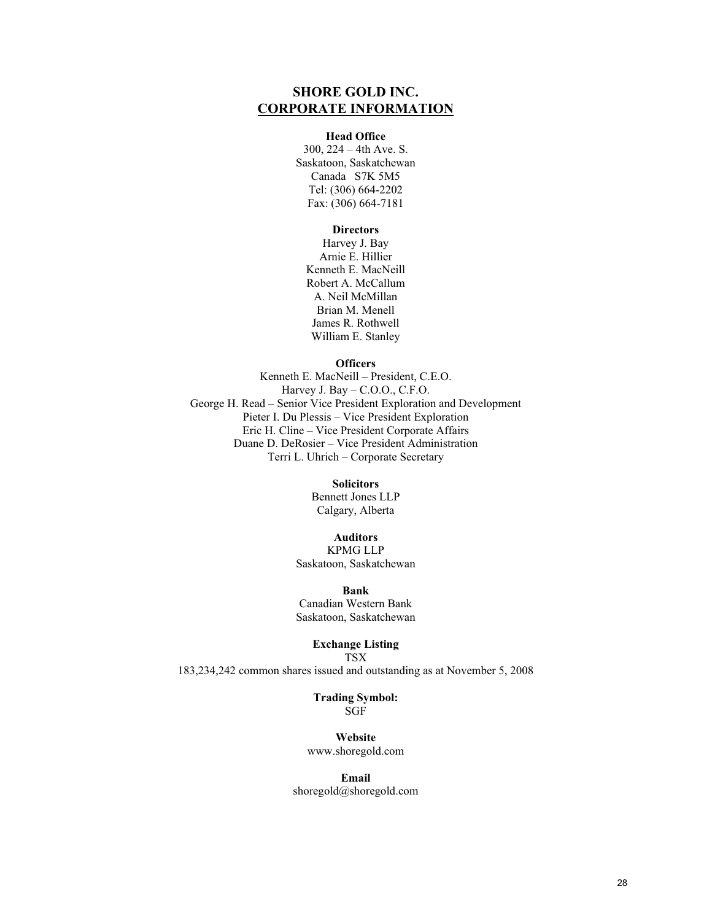# SHORE GOLD INC.
## CORPORATE INFORMATION

**Head Office**
300, 224 – 4th Ave. S.
Saskatoon, Saskatchewan
Canada S7K 5M5
Tel: (306) 664-2202
Fax: (306) 664-7181

**Directors**
Harvey J. Bay
Arnie E. Hillier
Kenneth E. MacNeill
Robert A. McCallum
A. Neil McMillan
Brian M. Menell
James R. Rothwell
William E. Stanley

**Officers**
Kenneth E. MacNeill – President, C.E.O.
Harvey J. Bay – C.O.O., C.F.O.
George H. Read – Senior Vice President Exploration and Development
Pieter I. Du Plessis – Vice President Exploration
Eric H. Cline – Vice President Corporate Affairs
Duane D. DeRosier – Vice President Administration
Terri L. Uhrich – Corporate Secretary

**Solicitors**
Bennett Jones LLP
Calgary, Alberta

**Auditors**
KPMG LLP
Saskatoon, Saskatchewan

**Bank**
Canadian Western Bank
Saskatoon, Saskatchewan

**Exchange Listing**
TSX
183,234,242 common shares issued and outstanding as at November 5, 2008

**Trading Symbol:**
SGF

**Website**
www.shoregold.com

**Email**
shoregold@shoregold.com